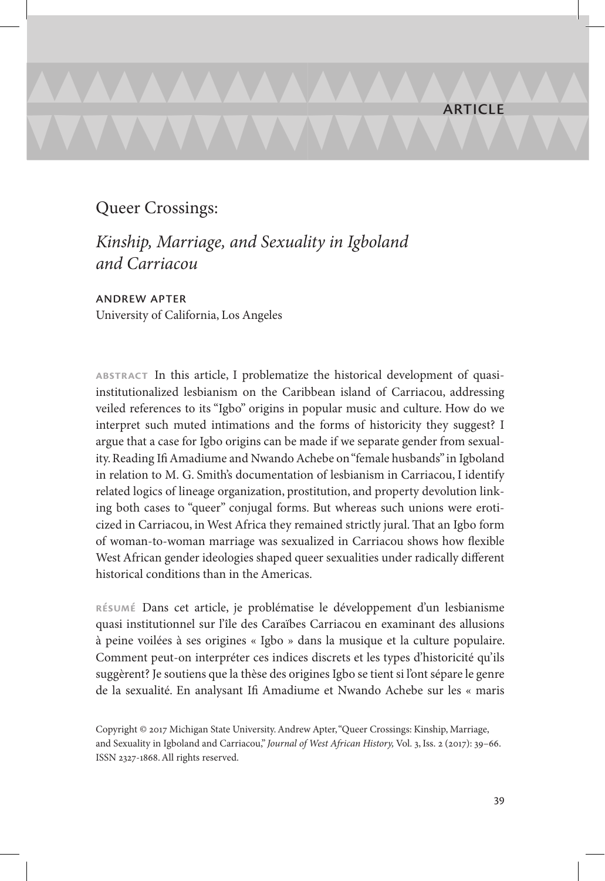ARTICLE

# Queer Crossings:

## *Kinship, Marriage, and Sexuality in Igboland and Carriacou*

ANDREW APTER
University of California, Los Angeles

**ABSTRACT** In this article, I problematize the historical development of quasi-institutionalized lesbianism on the Caribbean island of Carriacou, addressing veiled references to its "Igbo" origins in popular music and culture. How do we interpret such muted intimations and the forms of historicity they suggest? I argue that a case for Igbo origins can be made if we separate gender from sexuality. Reading Ifi Amadiume and Nwando Achebe on "female husbands" in Igboland in relation to M. G. Smith's documentation of lesbianism in Carriacou, I identify related logics of lineage organization, prostitution, and property devolution linking both cases to "queer" conjugal forms. But whereas such unions were eroticized in Carriacou, in West Africa they remained strictly jural. That an Igbo form of woman-to-woman marriage was sexualized in Carriacou shows how flexible West African gender ideologies shaped queer sexualities under radically different historical conditions than in the Americas.

**RÉSUMÉ** Dans cet article, je problématise le développement d'un lesbianisme quasi institutionnel sur l'île des Caraïbes Carriacou en examinant des allusions à peine voilées à ses origines « Igbo » dans la musique et la culture populaire. Comment peut-on interpréter ces indices discrets et les types d'historicité qu'ils suggèrent? Je soutiens que la thèse des origines Igbo se tient si l'ont sépare le genre de la sexualité. En analysant Ifi Amadiume et Nwando Achebe sur les « maris

Copyright © 2017 Michigan State University. Andrew Apter, "Queer Crossings: Kinship, Marriage, and Sexuality in Igboland and Carriacou," *Journal of West African History,* Vol. 3, Iss. 2 (2017): 39–66. ISSN 2327-1868. All rights reserved.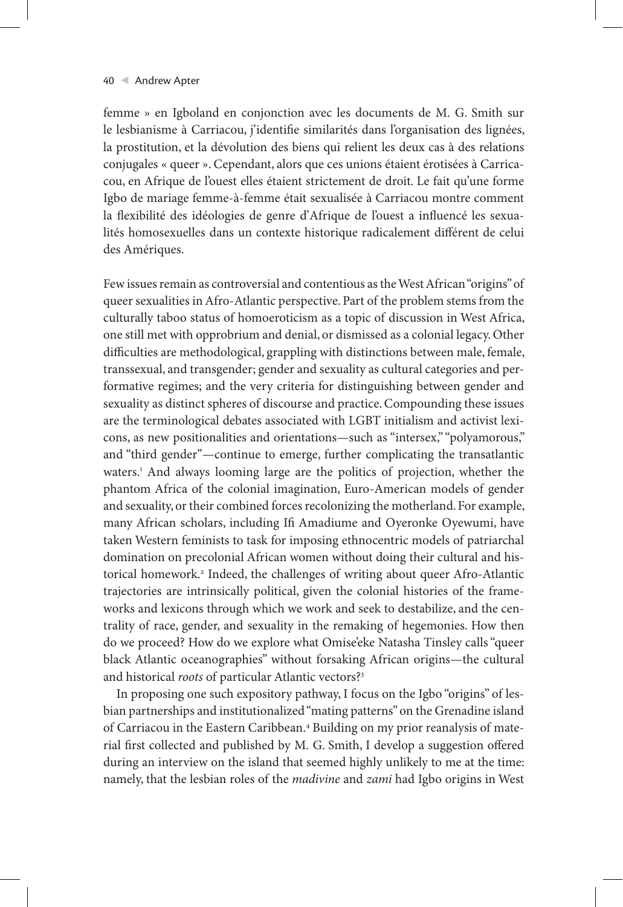femme » en Igboland en conjonction avec les documents de M. G. Smith sur le lesbianisme à Carriacou, j'identifie similarités dans l'organisation des lignées, la prostitution, et la dévolution des biens qui relient les deux cas à des relations conjugales « queer ». Cependant, alors que ces unions étaient érotisées à Carricacou, en Afrique de l'ouest elles étaient strictement de droit. Le fait qu'une forme Igbo de mariage femme-à-femme était sexualisée à Carriacou montre comment la flexibilité des idéologies de genre d'Afrique de l'ouest a influencé les sexualités homosexuelles dans un contexte historique radicalement différent de celui des Amériques.

Few issues remain as controversial and contentious as the West African "origins" of queer sexualities in Afro-Atlantic perspective. Part of the problem stems from the culturally taboo status of homoeroticism as a topic of discussion in West Africa, one still met with opprobrium and denial, or dismissed as a colonial legacy. Other difficulties are methodological, grappling with distinctions between male, female, transsexual, and transgender; gender and sexuality as cultural categories and performative regimes; and the very criteria for distinguishing between gender and sexuality as distinct spheres of discourse and practice. Compounding these issues are the terminological debates associated with LGBT initialism and activist lexicons, as new positionalities and orientations—such as "intersex," "polyamorous," and "third gender"—continue to emerge, further complicating the transatlantic waters.[1] And always looming large are the politics of projection, whether the phantom Africa of the colonial imagination, Euro-American models of gender and sexuality, or their combined forces recolonizing the motherland. For example, many African scholars, including Ifi Amadiume and Oyeronke Oyewumi, have taken Western feminists to task for imposing ethnocentric models of patriarchal domination on precolonial African women without doing their cultural and historical homework.[2] Indeed, the challenges of writing about queer Afro-Atlantic trajectories are intrinsically political, given the colonial histories of the frameworks and lexicons through which we work and seek to destabilize, and the centrality of race, gender, and sexuality in the remaking of hegemonies. How then do we proceed? How do we explore what Omise'eke Natasha Tinsley calls "queer black Atlantic oceanographies" without forsaking African origins—the cultural and historical *roots* of particular Atlantic vectors?[3]

In proposing one such expository pathway, I focus on the Igbo "origins" of lesbian partnerships and institutionalized "mating patterns" on the Grenadine island of Carriacou in the Eastern Caribbean.[4] Building on my prior reanalysis of material first collected and published by M. G. Smith, I develop a suggestion offered during an interview on the island that seemed highly unlikely to me at the time: namely, that the lesbian roles of the *madivine* and *zami* had Igbo origins in West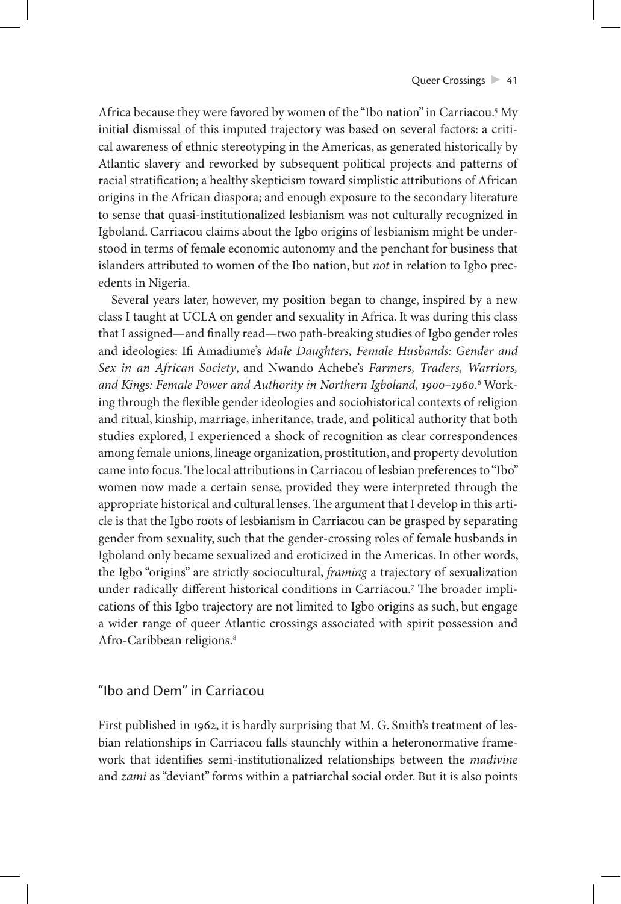Africa because they were favored by women of the "Ibo nation" in Carriacou.[5] My initial dismissal of this imputed trajectory was based on several factors: a critical awareness of ethnic stereotyping in the Americas, as generated historically by Atlantic slavery and reworked by subsequent political projects and patterns of racial stratification; a healthy skepticism toward simplistic attributions of African origins in the African diaspora; and enough exposure to the secondary literature to sense that quasi-institutionalized lesbianism was not culturally recognized in Igboland. Carriacou claims about the Igbo origins of lesbianism might be understood in terms of female economic autonomy and the penchant for business that islanders attributed to women of the Ibo nation, but *not* in relation to Igbo precedents in Nigeria.

Several years later, however, my position began to change, inspired by a new class I taught at UCLA on gender and sexuality in Africa. It was during this class that I assigned—and finally read—two path-breaking studies of Igbo gender roles and ideologies: Ifi Amadiume's *Male Daughters, Female Husbands: Gender and Sex in an African Society*, and Nwando Achebe's *Farmers, Traders, Warriors, and Kings: Female Power and Authority in Northern Igboland, 1900–1960*.[6] Working through the flexible gender ideologies and sociohistorical contexts of religion and ritual, kinship, marriage, inheritance, trade, and political authority that both studies explored, I experienced a shock of recognition as clear correspondences among female unions, lineage organization, prostitution, and property devolution came into focus. The local attributions in Carriacou of lesbian preferences to "Ibo" women now made a certain sense, provided they were interpreted through the appropriate historical and cultural lenses. The argument that I develop in this article is that the Igbo roots of lesbianism in Carriacou can be grasped by separating gender from sexuality, such that the gender-crossing roles of female husbands in Igboland only became sexualized and eroticized in the Americas. In other words, the Igbo "origins" are strictly sociocultural, *framing* a trajectory of sexualization under radically different historical conditions in Carriacou.[7] The broader implications of this Igbo trajectory are not limited to Igbo origins as such, but engage a wider range of queer Atlantic crossings associated with spirit possession and Afro-Caribbean religions.[8]

## "Ibo and Dem" in Carriacou

First published in 1962, it is hardly surprising that M. G. Smith's treatment of lesbian relationships in Carriacou falls staunchly within a heteronormative framework that identifies semi-institutionalized relationships between the *madivine* and *zami* as "deviant" forms within a patriarchal social order. But it is also points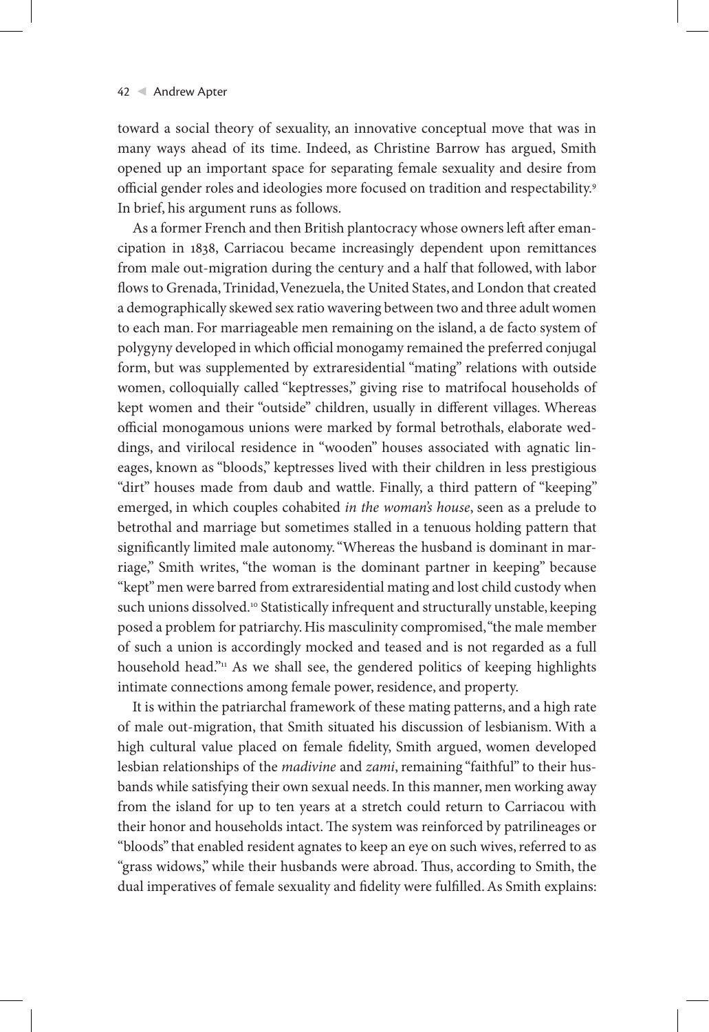toward a social theory of sexuality, an innovative conceptual move that was in many ways ahead of its time. Indeed, as Christine Barrow has argued, Smith opened up an important space for separating female sexuality and desire from official gender roles and ideologies more focused on tradition and respectability.[9] In brief, his argument runs as follows.

As a former French and then British plantocracy whose owners left after emancipation in 1838, Carriacou became increasingly dependent upon remittances from male out-migration during the century and a half that followed, with labor flows to Grenada, Trinidad, Venezuela, the United States, and London that created a demographically skewed sex ratio wavering between two and three adult women to each man. For marriageable men remaining on the island, a de facto system of polygyny developed in which official monogamy remained the preferred conjugal form, but was supplemented by extraresidential "mating" relations with outside women, colloquially called "keptresses," giving rise to matrifocal households of kept women and their "outside" children, usually in different villages. Whereas official monogamous unions were marked by formal betrothals, elaborate weddings, and virilocal residence in "wooden" houses associated with agnatic lineages, known as "bloods," keptresses lived with their children in less prestigious "dirt" houses made from daub and wattle. Finally, a third pattern of "keeping" emerged, in which couples cohabited *in the woman's house*, seen as a prelude to betrothal and marriage but sometimes stalled in a tenuous holding pattern that significantly limited male autonomy. "Whereas the husband is dominant in marriage," Smith writes, "the woman is the dominant partner in keeping" because "kept" men were barred from extraresidential mating and lost child custody when such unions dissolved.[10] Statistically infrequent and structurally unstable, keeping posed a problem for patriarchy. His masculinity compromised, "the male member of such a union is accordingly mocked and teased and is not regarded as a full household head."[11] As we shall see, the gendered politics of keeping highlights intimate connections among female power, residence, and property.

It is within the patriarchal framework of these mating patterns, and a high rate of male out-migration, that Smith situated his discussion of lesbianism. With a high cultural value placed on female fidelity, Smith argued, women developed lesbian relationships of the *madivine* and *zami*, remaining "faithful" to their husbands while satisfying their own sexual needs. In this manner, men working away from the island for up to ten years at a stretch could return to Carriacou with their honor and households intact. The system was reinforced by patrilineages or "bloods" that enabled resident agnates to keep an eye on such wives, referred to as "grass widows," while their husbands were abroad. Thus, according to Smith, the dual imperatives of female sexuality and fidelity were fulfilled. As Smith explains: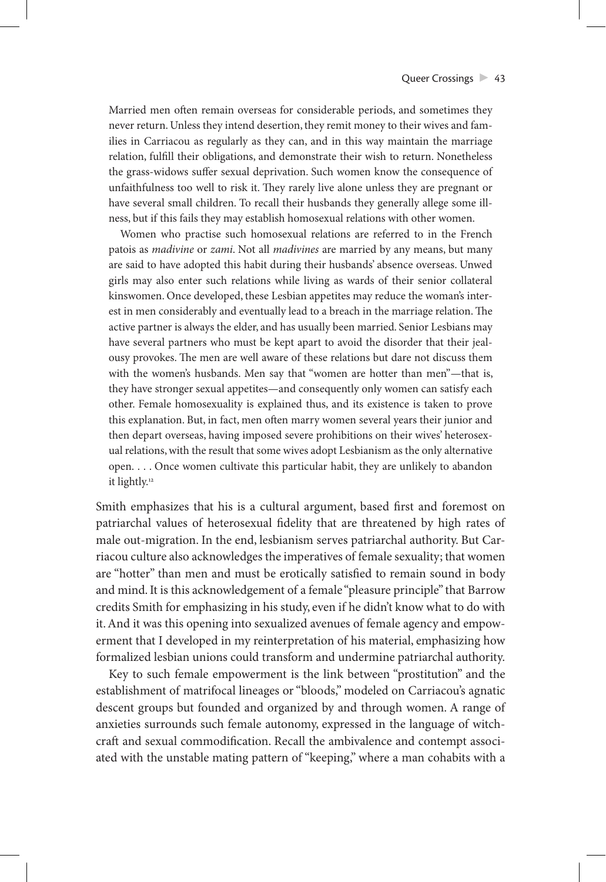> Married men often remain overseas for considerable periods, and sometimes they never return. Unless they intend desertion, they remit money to their wives and families in Carriacou as regularly as they can, and in this way maintain the marriage relation, fulfill their obligations, and demonstrate their wish to return. Nonetheless the grass-widows suffer sexual deprivation. Such women know the consequence of unfaithfulness too well to risk it. They rarely live alone unless they are pregnant or have several small children. To recall their husbands they generally allege some illness, but if this fails they may establish homosexual relations with other women.
>
> Women who practise such homosexual relations are referred to in the French patois as *madivine* or *zami*. Not all *madivines* are married by any means, but many are said to have adopted this habit during their husbands' absence overseas. Unwed girls may also enter such relations while living as wards of their senior collateral kinswomen. Once developed, these Lesbian appetites may reduce the woman's interest in men considerably and eventually lead to a breach in the marriage relation. The active partner is always the elder, and has usually been married. Senior Lesbians may have several partners who must be kept apart to avoid the disorder that their jealousy provokes. The men are well aware of these relations but dare not discuss them with the women's husbands. Men say that "women are hotter than men"—that is, they have stronger sexual appetites—and consequently only women can satisfy each other. Female homosexuality is explained thus, and its existence is taken to prove this explanation. But, in fact, men often marry women several years their junior and then depart overseas, having imposed severe prohibitions on their wives' heterosexual relations, with the result that some wives adopt Lesbianism as the only alternative open. . . . Once women cultivate this particular habit, they are unlikely to abandon it lightly.[12]

Smith emphasizes that his is a cultural argument, based first and foremost on patriarchal values of heterosexual fidelity that are threatened by high rates of male out-migration. In the end, lesbianism serves patriarchal authority. But Carriacou culture also acknowledges the imperatives of female sexuality; that women are "hotter" than men and must be erotically satisfied to remain sound in body and mind. It is this acknowledgement of a female "pleasure principle" that Barrow credits Smith for emphasizing in his study, even if he didn't know what to do with it. And it was this opening into sexualized avenues of female agency and empowerment that I developed in my reinterpretation of his material, emphasizing how formalized lesbian unions could transform and undermine patriarchal authority.

Key to such female empowerment is the link between "prostitution" and the establishment of matrifocal lineages or "bloods," modeled on Carriacou's agnatic descent groups but founded and organized by and through women. A range of anxieties surrounds such female autonomy, expressed in the language of witchcraft and sexual commodification. Recall the ambivalence and contempt associated with the unstable mating pattern of "keeping," where a man cohabits with a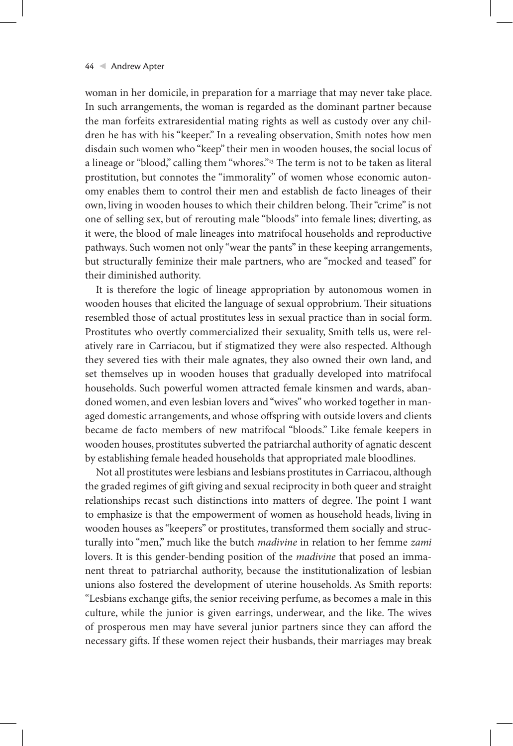woman in her domicile, in preparation for a marriage that may never take place. In such arrangements, the woman is regarded as the dominant partner because the man forfeits extraresidential mating rights as well as custody over any children he has with his "keeper." In a revealing observation, Smith notes how men disdain such women who "keep" their men in wooden houses, the social locus of a lineage or "blood," calling them "whores."[13] The term is not to be taken as literal prostitution, but connotes the "immorality" of women whose economic autonomy enables them to control their men and establish de facto lineages of their own, living in wooden houses to which their children belong. Their "crime" is not one of selling sex, but of rerouting male "bloods" into female lines; diverting, as it were, the blood of male lineages into matrifocal households and reproductive pathways. Such women not only "wear the pants" in these keeping arrangements, but structurally feminize their male partners, who are "mocked and teased" for their diminished authority.

It is therefore the logic of lineage appropriation by autonomous women in wooden houses that elicited the language of sexual opprobrium. Their situations resembled those of actual prostitutes less in sexual practice than in social form. Prostitutes who overtly commercialized their sexuality, Smith tells us, were relatively rare in Carriacou, but if stigmatized they were also respected. Although they severed ties with their male agnates, they also owned their own land, and set themselves up in wooden houses that gradually developed into matrifocal households. Such powerful women attracted female kinsmen and wards, abandoned women, and even lesbian lovers and "wives" who worked together in managed domestic arrangements, and whose offspring with outside lovers and clients became de facto members of new matrifocal "bloods." Like female keepers in wooden houses, prostitutes subverted the patriarchal authority of agnatic descent by establishing female headed households that appropriated male bloodlines.

Not all prostitutes were lesbians and lesbians prostitutes in Carriacou, although the graded regimes of gift giving and sexual reciprocity in both queer and straight relationships recast such distinctions into matters of degree. The point I want to emphasize is that the empowerment of women as household heads, living in wooden houses as "keepers" or prostitutes, transformed them socially and structurally into "men," much like the butch *madivine* in relation to her femme *zami* lovers. It is this gender-bending position of the *madivine* that posed an immanent threat to patriarchal authority, because the institutionalization of lesbian unions also fostered the development of uterine households. As Smith reports: "Lesbians exchange gifts, the senior receiving perfume, as becomes a male in this culture, while the junior is given earrings, underwear, and the like. The wives of prosperous men may have several junior partners since they can afford the necessary gifts. If these women reject their husbands, their marriages may break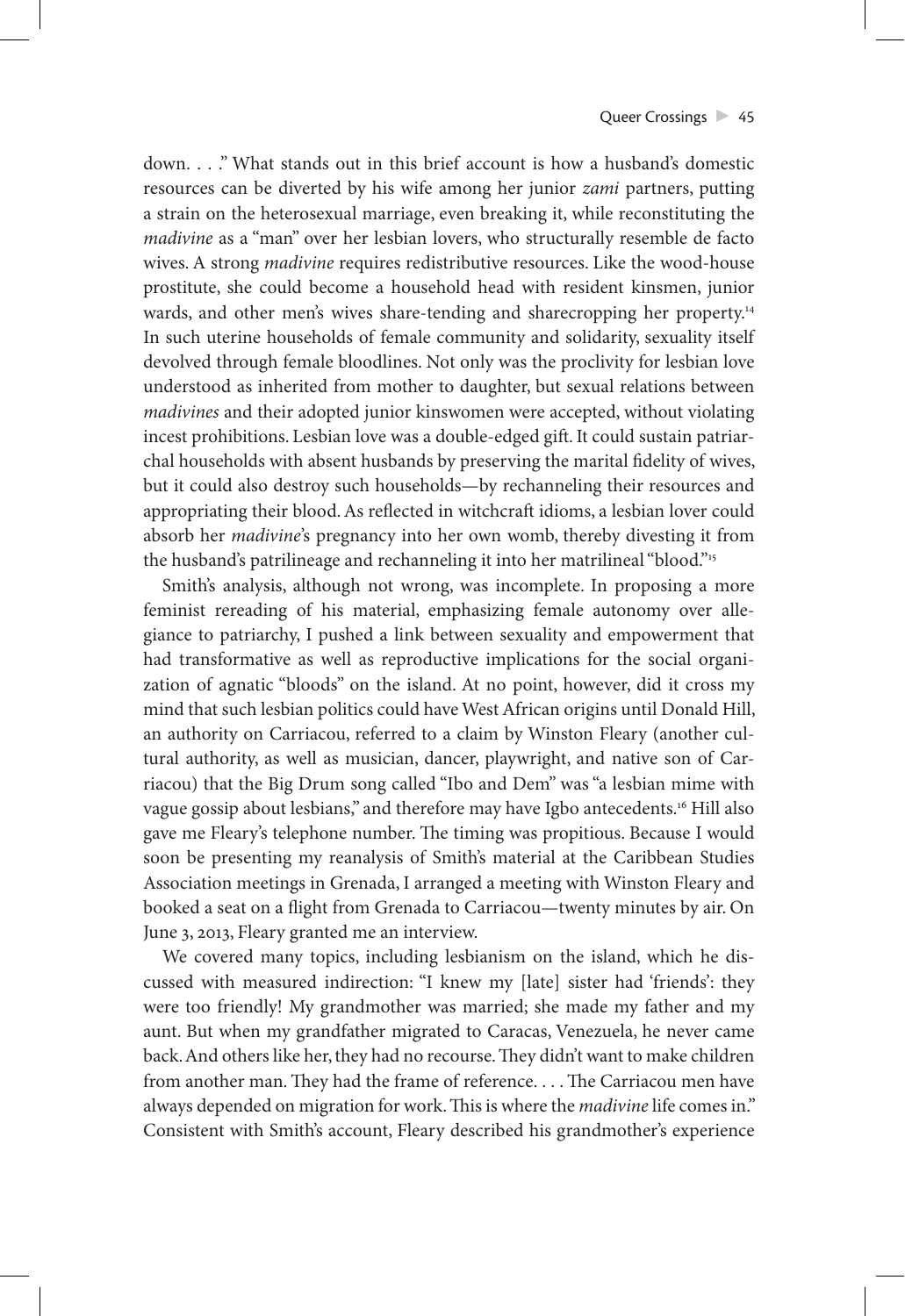down. . . ." What stands out in this brief account is how a husband's domestic resources can be diverted by his wife among her junior *zami* partners, putting a strain on the heterosexual marriage, even breaking it, while reconstituting the *madivine* as a "man" over her lesbian lovers, who structurally resemble de facto wives. A strong *madivine* requires redistributive resources. Like the wood-house prostitute, she could become a household head with resident kinsmen, junior wards, and other men's wives share-tending and sharecropping her property.[14] In such uterine households of female community and solidarity, sexuality itself devolved through female bloodlines. Not only was the proclivity for lesbian love understood as inherited from mother to daughter, but sexual relations between *madivines* and their adopted junior kinswomen were accepted, without violating incest prohibitions. Lesbian love was a double-edged gift. It could sustain patriarchal households with absent husbands by preserving the marital fidelity of wives, but it could also destroy such households—by rechanneling their resources and appropriating their blood. As reflected in witchcraft idioms, a lesbian lover could absorb her *madivine*'s pregnancy into her own womb, thereby divesting it from the husband's patrilineage and rechanneling it into her matrilineal "blood."[15]

Smith's analysis, although not wrong, was incomplete. In proposing a more feminist rereading of his material, emphasizing female autonomy over allegiance to patriarchy, I pushed a link between sexuality and empowerment that had transformative as well as reproductive implications for the social organization of agnatic "bloods" on the island. At no point, however, did it cross my mind that such lesbian politics could have West African origins until Donald Hill, an authority on Carriacou, referred to a claim by Winston Fleary (another cultural authority, as well as musician, dancer, playwright, and native son of Carriacou) that the Big Drum song called "Ibo and Dem" was "a lesbian mime with vague gossip about lesbians," and therefore may have Igbo antecedents.[16] Hill also gave me Fleary's telephone number. The timing was propitious. Because I would soon be presenting my reanalysis of Smith's material at the Caribbean Studies Association meetings in Grenada, I arranged a meeting with Winston Fleary and booked a seat on a flight from Grenada to Carriacou—twenty minutes by air. On June 3, 2013, Fleary granted me an interview.

We covered many topics, including lesbianism on the island, which he discussed with measured indirection: "I knew my [late] sister had 'friends': they were too friendly! My grandmother was married; she made my father and my aunt. But when my grandfather migrated to Caracas, Venezuela, he never came back. And others like her, they had no recourse. They didn't want to make children from another man. They had the frame of reference. . . . The Carriacou men have always depended on migration for work. This is where the *madivine* life comes in." Consistent with Smith's account, Fleary described his grandmother's experience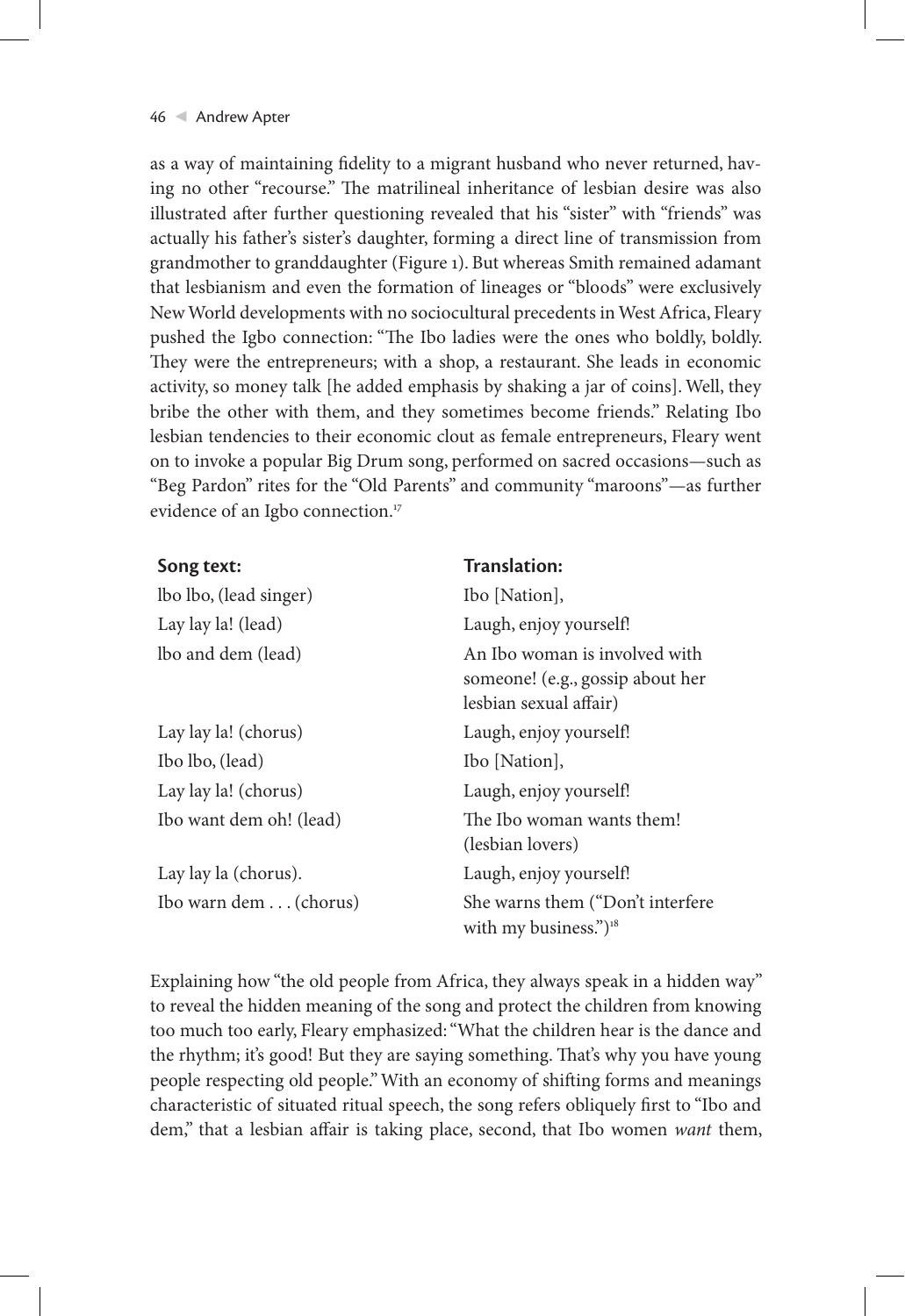as a way of maintaining fidelity to a migrant husband who never returned, having no other "recourse." The matrilineal inheritance of lesbian desire was also illustrated after further questioning revealed that his "sister" with "friends" was actually his father's sister's daughter, forming a direct line of transmission from grandmother to granddaughter (Figure 1). But whereas Smith remained adamant that lesbianism and even the formation of lineages or "bloods" were exclusively New World developments with no sociocultural precedents in West Africa, Fleary pushed the Igbo connection: "The Ibo ladies were the ones who boldly, boldly. They were the entrepreneurs; with a shop, a restaurant. She leads in economic activity, so money talk [he added emphasis by shaking a jar of coins]. Well, they bribe the other with them, and they sometimes become friends." Relating Ibo lesbian tendencies to their economic clout as female entrepreneurs, Fleary went on to invoke a popular Big Drum song, performed on sacred occasions—such as "Beg Pardon" rites for the "Old Parents" and community "maroons"—as further evidence of an Igbo connection.[17]

| Song text: | Translation: |
| --- | --- |
| lbo lbo, (lead singer) | Ibo [Nation], |
| Lay lay la! (lead) | Laugh, enjoy yourself! |
| lbo and dem (lead) | An Ibo woman is involved with someone! (e.g., gossip about her lesbian sexual affair) |
| Lay lay la! (chorus) | Laugh, enjoy yourself! |
| Ibo lbo, (lead) | Ibo [Nation], |
| Lay lay la! (chorus) | Laugh, enjoy yourself! |
| Ibo want dem oh! (lead) | The Ibo woman wants them! (lesbian lovers) |
| Lay lay la (chorus). | Laugh, enjoy yourself! |
| Ibo warn dem . . . (chorus) | She warns them ("Don't interfere with my business.")[18] |

Explaining how "the old people from Africa, they always speak in a hidden way" to reveal the hidden meaning of the song and protect the children from knowing too much too early, Fleary emphasized: "What the children hear is the dance and the rhythm; it's good! But they are saying something. That's why you have young people respecting old people." With an economy of shifting forms and meanings characteristic of situated ritual speech, the song refers obliquely first to "Ibo and dem," that a lesbian affair is taking place, second, that Ibo women *want* them,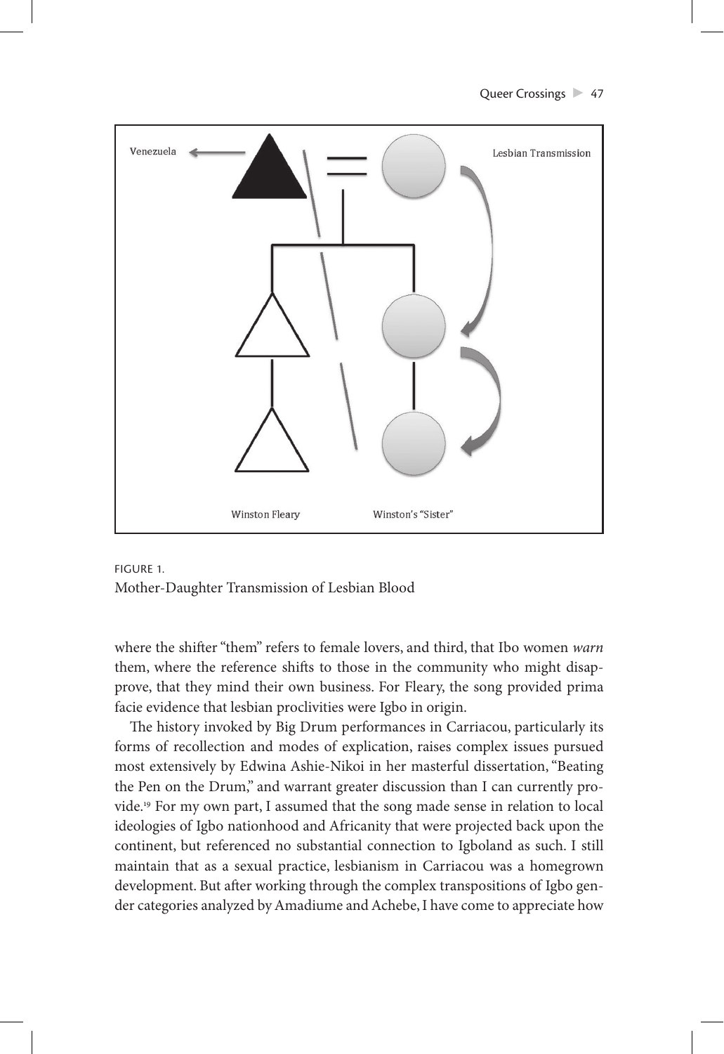Venezuela

Lesbian Transmission

Winston Fleary

Winston's "Sister"

FIGURE 1.
Mother-Daughter Transmission of Lesbian Blood

where the shifter "them" refers to female lovers, and third, that Ibo women *warn* them, where the reference shifts to those in the community who might disapprove, that they mind their own business. For Fleary, the song provided prima facie evidence that lesbian proclivities were Igbo in origin.

The history invoked by Big Drum performances in Carriacou, particularly its forms of recollection and modes of explication, raises complex issues pursued most extensively by Edwina Ashie-Nikoi in her masterful dissertation, "Beating the Pen on the Drum," and warrant greater discussion than I can currently provide.[19] For my own part, I assumed that the song made sense in relation to local ideologies of Igbo nationhood and Africanity that were projected back upon the continent, but referenced no substantial connection to Igboland as such. I still maintain that as a sexual practice, lesbianism in Carriacou was a homegrown development. But after working through the complex transpositions of Igbo gender categories analyzed by Amadiume and Achebe, I have come to appreciate how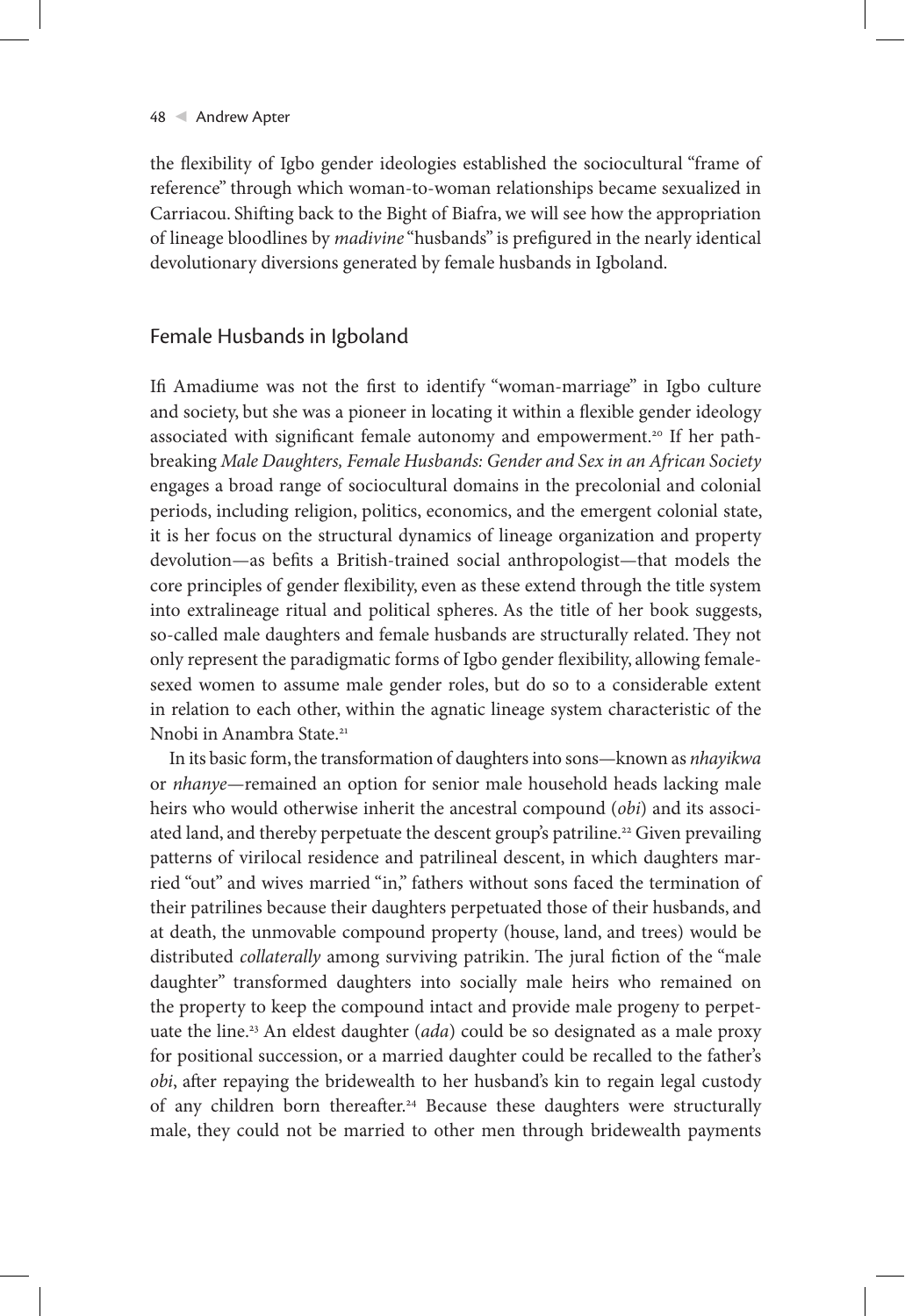the flexibility of Igbo gender ideologies established the sociocultural "frame of reference" through which woman-to-woman relationships became sexualized in Carriacou. Shifting back to the Bight of Biafra, we will see how the appropriation of lineage bloodlines by *madivine* "husbands" is prefigured in the nearly identical devolutionary diversions generated by female husbands in Igboland.

## Female Husbands in Igboland

Ifi Amadiume was not the first to identify "woman-marriage" in Igbo culture and society, but she was a pioneer in locating it within a flexible gender ideology associated with significant female autonomy and empowerment.[20] If her path-breaking *Male Daughters, Female Husbands: Gender and Sex in an African Society* engages a broad range of sociocultural domains in the precolonial and colonial periods, including religion, politics, economics, and the emergent colonial state, it is her focus on the structural dynamics of lineage organization and property devolution—as befits a British-trained social anthropologist—that models the core principles of gender flexibility, even as these extend through the title system into extralineage ritual and political spheres. As the title of her book suggests, so-called male daughters and female husbands are structurally related. They not only represent the paradigmatic forms of Igbo gender flexibility, allowing female-sexed women to assume male gender roles, but do so to a considerable extent in relation to each other, within the agnatic lineage system characteristic of the Nnobi in Anambra State.[21]

In its basic form, the transformation of daughters into sons—known as *nhayikwa* or *nhanye*—remained an option for senior male household heads lacking male heirs who would otherwise inherit the ancestral compound (*obi*) and its associated land, and thereby perpetuate the descent group's patriline.[22] Given prevailing patterns of virilocal residence and patrilineal descent, in which daughters married "out" and wives married "in," fathers without sons faced the termination of their patrilines because their daughters perpetuated those of their husbands, and at death, the unmovable compound property (house, land, and trees) would be distributed *collaterally* among surviving patrikin. The jural fiction of the "male daughter" transformed daughters into socially male heirs who remained on the property to keep the compound intact and provide male progeny to perpetuate the line.[23] An eldest daughter (*ada*) could be so designated as a male proxy for positional succession, or a married daughter could be recalled to the father's *obi*, after repaying the bridewealth to her husband's kin to regain legal custody of any children born thereafter.[24] Because these daughters were structurally male, they could not be married to other men through bridewealth payments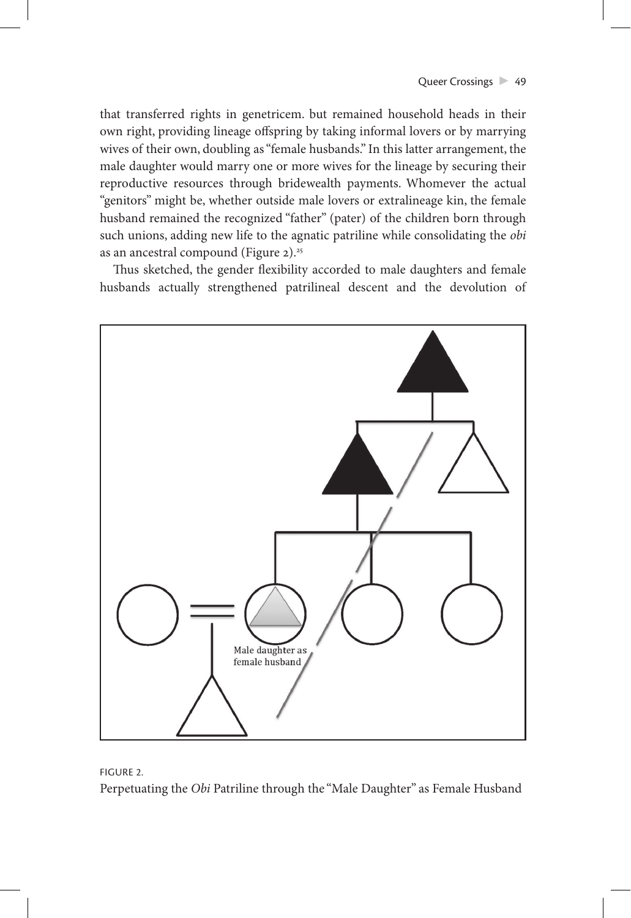that transferred rights in genetricem. but remained household heads in their own right, providing lineage offspring by taking informal lovers or by marrying wives of their own, doubling as "female husbands." In this latter arrangement, the male daughter would marry one or more wives for the lineage by securing their reproductive resources through bridewealth payments. Whomever the actual "genitors" might be, whether outside male lovers or extralineage kin, the female husband remained the recognized "father" (pater) of the children born through such unions, adding new life to the agnatic patriline while consolidating the *obi* as an ancestral compound (Figure 2).[25]

Thus sketched, the gender flexibility accorded to male daughters and female husbands actually strengthened patrilineal descent and the devolution of

Male daughter as female husband

FIGURE 2.
Perpetuating the *Obi* Patriline through the "Male Daughter" as Female Husband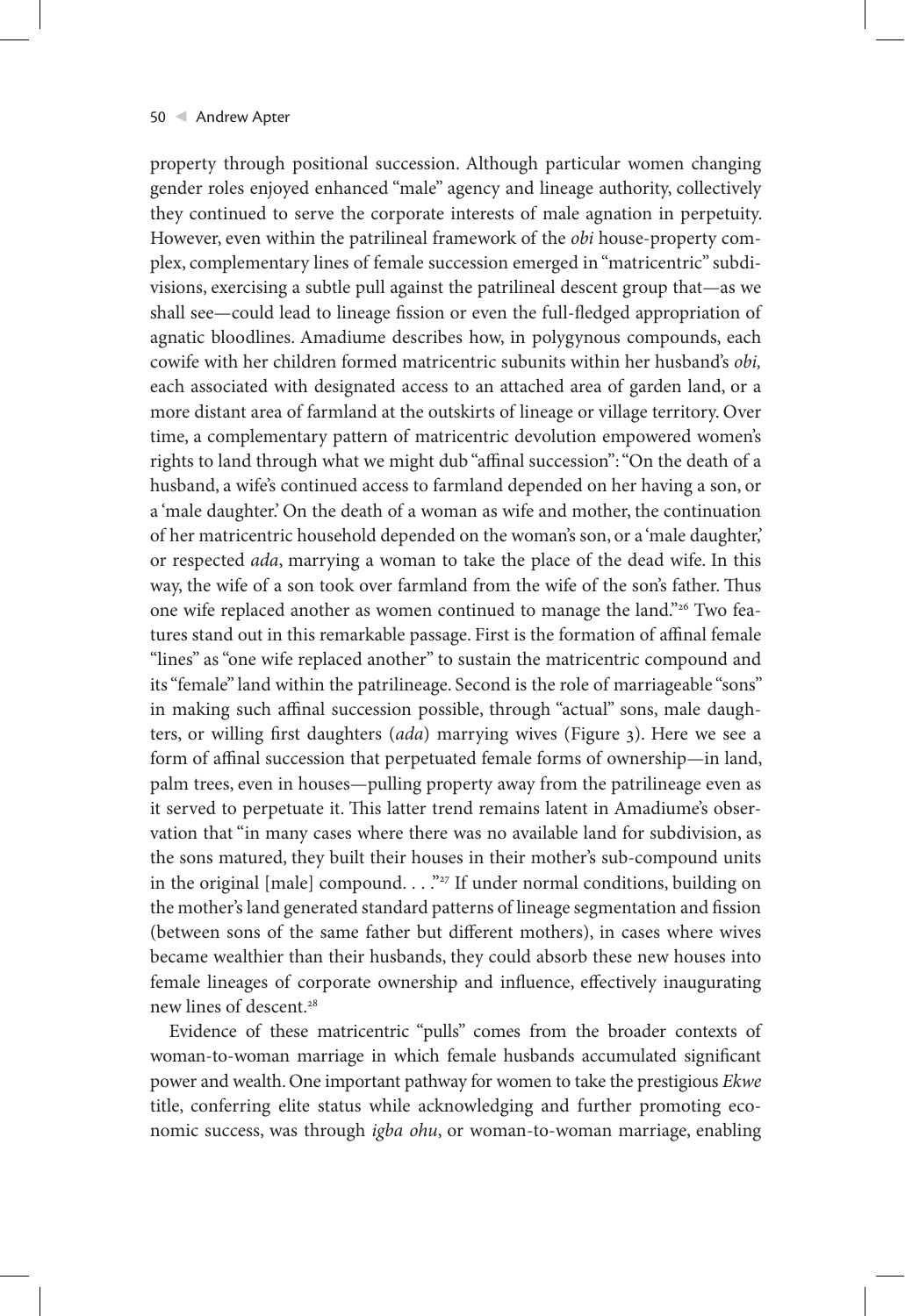property through positional succession. Although particular women changing gender roles enjoyed enhanced "male" agency and lineage authority, collectively they continued to serve the corporate interests of male agnation in perpetuity. However, even within the patrilineal framework of the *obi* house-property complex, complementary lines of female succession emerged in "matricentric" subdivisions, exercising a subtle pull against the patrilineal descent group that—as we shall see—could lead to lineage fission or even the full-fledged appropriation of agnatic bloodlines. Amadiume describes how, in polygynous compounds, each cowife with her children formed matricentric subunits within her husband's *obi,* each associated with designated access to an attached area of garden land, or a more distant area of farmland at the outskirts of lineage or village territory. Over time, a complementary pattern of matricentric devolution empowered women's rights to land through what we might dub "affinal succession": "On the death of a husband, a wife's continued access to farmland depended on her having a son, or a 'male daughter.' On the death of a woman as wife and mother, the continuation of her matricentric household depended on the woman's son, or a 'male daughter,' or respected *ada*, marrying a woman to take the place of the dead wife. In this way, the wife of a son took over farmland from the wife of the son's father. Thus one wife replaced another as women continued to manage the land."[26] Two features stand out in this remarkable passage. First is the formation of affinal female "lines" as "one wife replaced another" to sustain the matricentric compound and its "female" land within the patrilineage. Second is the role of marriageable "sons" in making such affinal succession possible, through "actual" sons, male daughters, or willing first daughters (*ada*) marrying wives (Figure 3). Here we see a form of affinal succession that perpetuated female forms of ownership—in land, palm trees, even in houses—pulling property away from the patrilineage even as it served to perpetuate it. This latter trend remains latent in Amadiume's observation that "in many cases where there was no available land for subdivision, as the sons matured, they built their houses in their mother's sub-compound units in the original [male] compound. . . ."[27] If under normal conditions, building on the mother's land generated standard patterns of lineage segmentation and fission (between sons of the same father but different mothers), in cases where wives became wealthier than their husbands, they could absorb these new houses into female lineages of corporate ownership and influence, effectively inaugurating new lines of descent.[28]

Evidence of these matricentric "pulls" comes from the broader contexts of woman-to-woman marriage in which female husbands accumulated significant power and wealth. One important pathway for women to take the prestigious *Ekwe* title, conferring elite status while acknowledging and further promoting economic success, was through *igba ohu*, or woman-to-woman marriage, enabling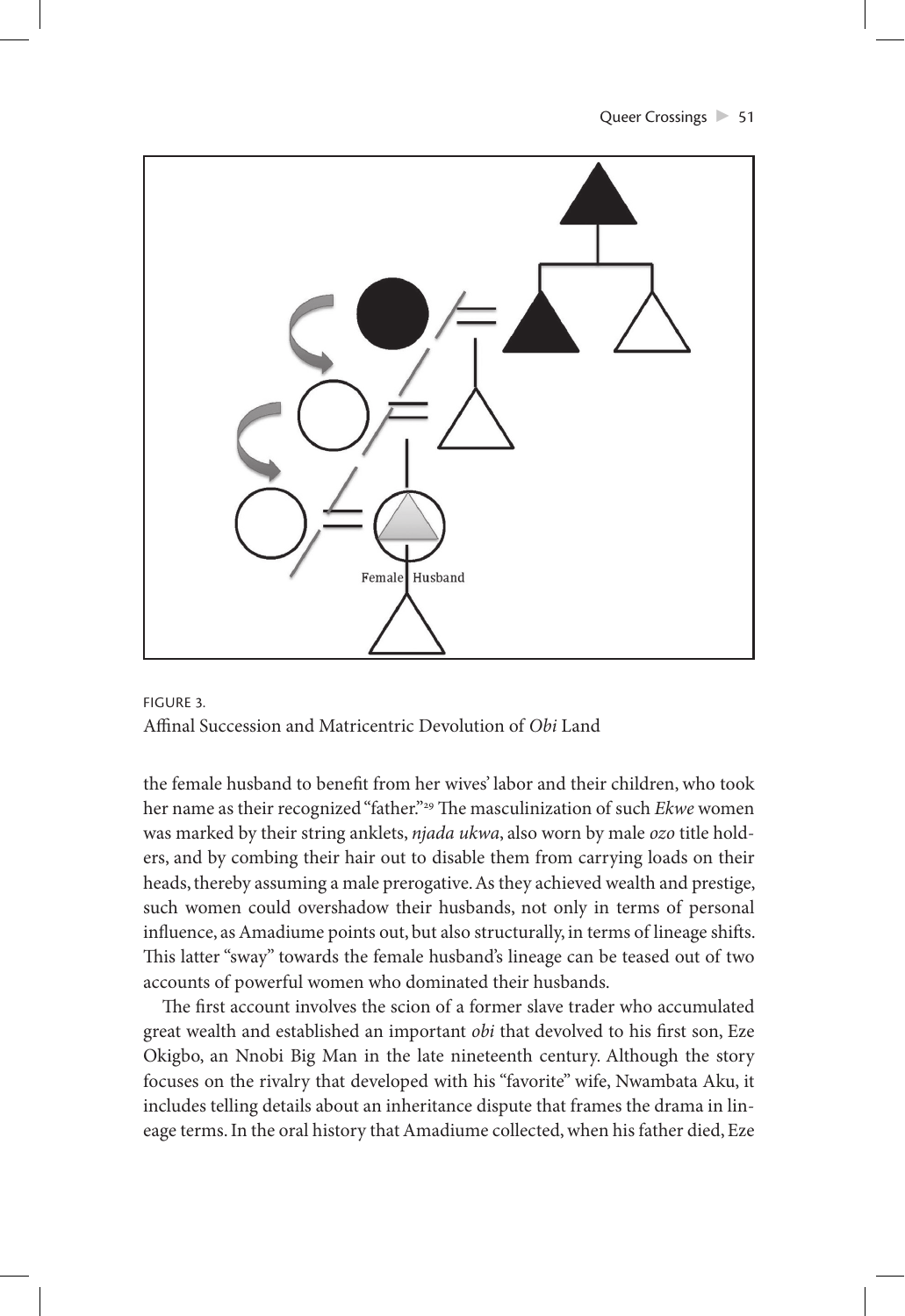Female Husband

FIGURE 3.
Affinal Succession and Matricentric Devolution of *Obi* Land

the female husband to benefit from her wives' labor and their children, who took her name as their recognized "father."[29] The masculinization of such *Ekwe* women was marked by their string anklets, *njada ukwa*, also worn by male *ozo* title holders, and by combing their hair out to disable them from carrying loads on their heads, thereby assuming a male prerogative. As they achieved wealth and prestige, such women could overshadow their husbands, not only in terms of personal influence, as Amadiume points out, but also structurally, in terms of lineage shifts. This latter "sway" towards the female husband's lineage can be teased out of two accounts of powerful women who dominated their husbands.

The first account involves the scion of a former slave trader who accumulated great wealth and established an important *obi* that devolved to his first son, Eze Okigbo, an Nnobi Big Man in the late nineteenth century. Although the story focuses on the rivalry that developed with his "favorite" wife, Nwambata Aku, it includes telling details about an inheritance dispute that frames the drama in lineage terms. In the oral history that Amadiume collected, when his father died, Eze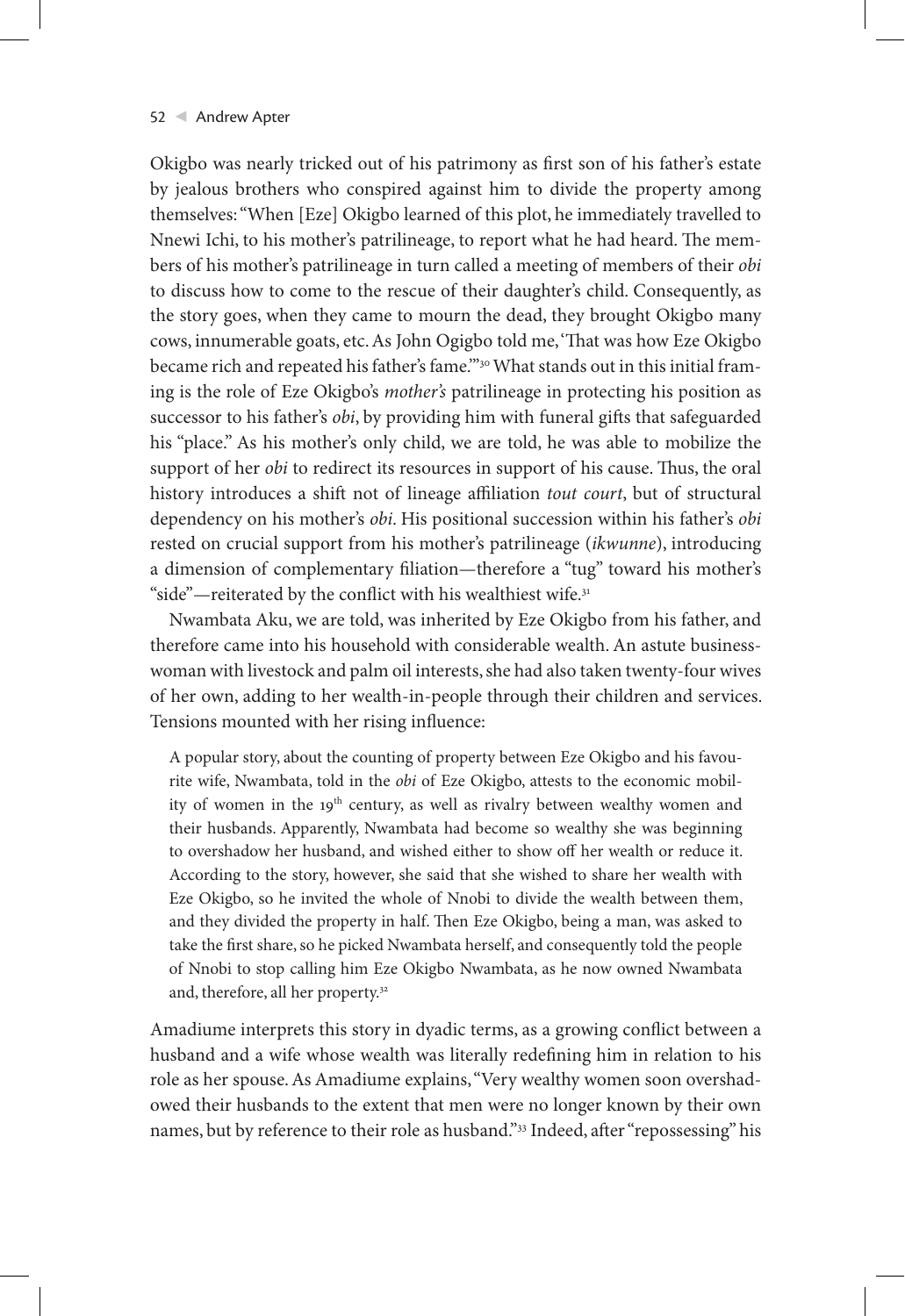Okigbo was nearly tricked out of his patrimony as first son of his father's estate by jealous brothers who conspired against him to divide the property among themselves: "When [Eze] Okigbo learned of this plot, he immediately travelled to Nnewi Ichi, to his mother's patrilineage, to report what he had heard. The members of his mother's patrilineage in turn called a meeting of members of their *obi* to discuss how to come to the rescue of their daughter's child. Consequently, as the story goes, when they came to mourn the dead, they brought Okigbo many cows, innumerable goats, etc. As John Ogigbo told me, 'That was how Eze Okigbo became rich and repeated his father's fame.'"[30] What stands out in this initial framing is the role of Eze Okigbo's *mother's* patrilineage in protecting his position as successor to his father's *obi*, by providing him with funeral gifts that safeguarded his "place." As his mother's only child, we are told, he was able to mobilize the support of her *obi* to redirect its resources in support of his cause. Thus, the oral history introduces a shift not of lineage affiliation *tout court*, but of structural dependency on his mother's *obi*. His positional succession within his father's *obi* rested on crucial support from his mother's patrilineage (*ikwunne*), introducing a dimension of complementary filiation—therefore a "tug" toward his mother's "side"—reiterated by the conflict with his wealthiest wife.[31]

Nwambata Aku, we are told, was inherited by Eze Okigbo from his father, and therefore came into his household with considerable wealth. An astute businesswoman with livestock and palm oil interests, she had also taken twenty-four wives of her own, adding to her wealth-in-people through their children and services. Tensions mounted with her rising influence:

> A popular story, about the counting of property between Eze Okigbo and his favourite wife, Nwambata, told in the *obi* of Eze Okigbo, attests to the economic mobility of women in the 19th century, as well as rivalry between wealthy women and their husbands. Apparently, Nwambata had become so wealthy she was beginning to overshadow her husband, and wished either to show off her wealth or reduce it. According to the story, however, she said that she wished to share her wealth with Eze Okigbo, so he invited the whole of Nnobi to divide the wealth between them, and they divided the property in half. Then Eze Okigbo, being a man, was asked to take the first share, so he picked Nwambata herself, and consequently told the people of Nnobi to stop calling him Eze Okigbo Nwambata, as he now owned Nwambata and, therefore, all her property.[32]

Amadiume interprets this story in dyadic terms, as a growing conflict between a husband and a wife whose wealth was literally redefining him in relation to his role as her spouse. As Amadiume explains, "Very wealthy women soon overshadowed their husbands to the extent that men were no longer known by their own names, but by reference to their role as husband."[33] Indeed, after "repossessing" his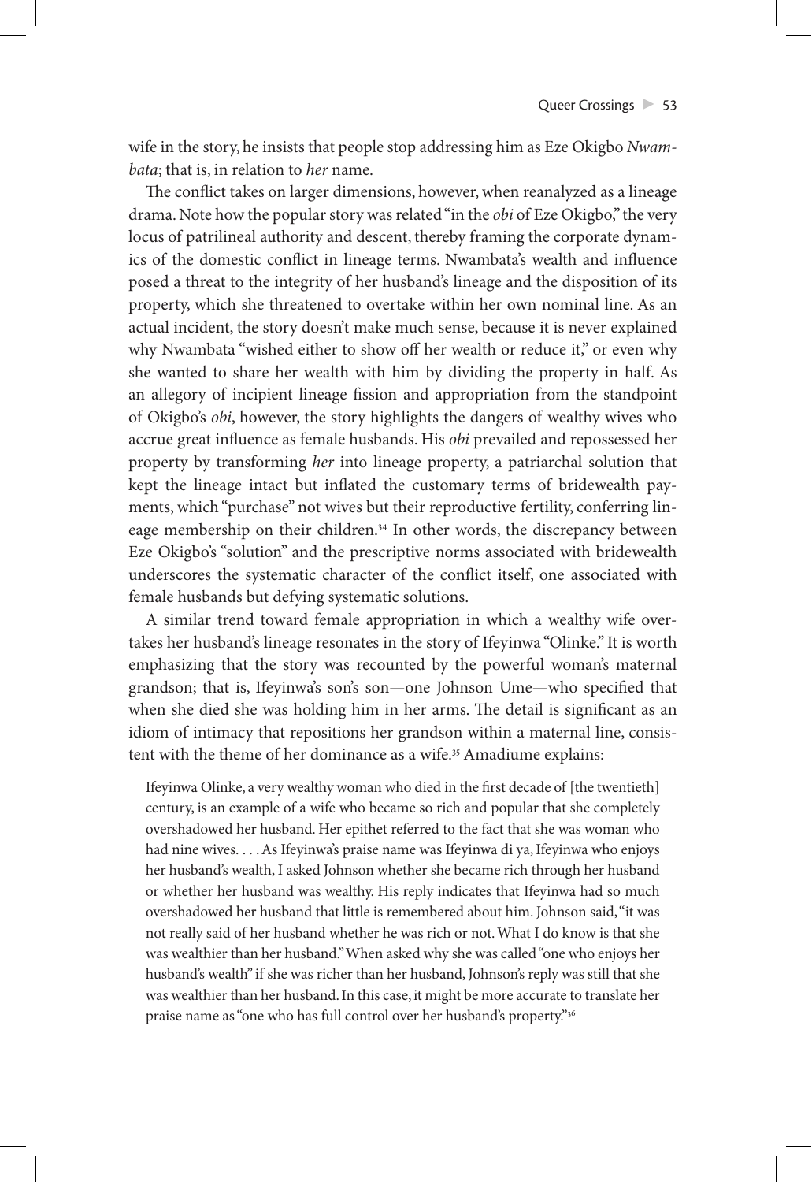wife in the story, he insists that people stop addressing him as Eze Okigbo *Nwambata*; that is, in relation to *her* name.

The conflict takes on larger dimensions, however, when reanalyzed as a lineage drama. Note how the popular story was related "in the *obi* of Eze Okigbo," the very locus of patrilineal authority and descent, thereby framing the corporate dynamics of the domestic conflict in lineage terms. Nwambata's wealth and influence posed a threat to the integrity of her husband's lineage and the disposition of its property, which she threatened to overtake within her own nominal line. As an actual incident, the story doesn't make much sense, because it is never explained why Nwambata "wished either to show off her wealth or reduce it," or even why she wanted to share her wealth with him by dividing the property in half. As an allegory of incipient lineage fission and appropriation from the standpoint of Okigbo's *obi*, however, the story highlights the dangers of wealthy wives who accrue great influence as female husbands. His *obi* prevailed and repossessed her property by transforming *her* into lineage property, a patriarchal solution that kept the lineage intact but inflated the customary terms of bridewealth payments, which "purchase" not wives but their reproductive fertility, conferring lineage membership on their children.[34] In other words, the discrepancy between Eze Okigbo's "solution" and the prescriptive norms associated with bridewealth underscores the systematic character of the conflict itself, one associated with female husbands but defying systematic solutions.

A similar trend toward female appropriation in which a wealthy wife overtakes her husband's lineage resonates in the story of Ifeyinwa "Olinke." It is worth emphasizing that the story was recounted by the powerful woman's maternal grandson; that is, Ifeyinwa's son's son—one Johnson Ume—who specified that when she died she was holding him in her arms. The detail is significant as an idiom of intimacy that repositions her grandson within a maternal line, consistent with the theme of her dominance as a wife.[35] Amadiume explains:

> Ifeyinwa Olinke, a very wealthy woman who died in the first decade of [the twentieth] century, is an example of a wife who became so rich and popular that she completely overshadowed her husband. Her epithet referred to the fact that she was woman who had nine wives. . . . As Ifeyinwa's praise name was Ifeyinwa di ya, Ifeyinwa who enjoys her husband's wealth, I asked Johnson whether she became rich through her husband or whether her husband was wealthy. His reply indicates that Ifeyinwa had so much overshadowed her husband that little is remembered about him. Johnson said, "it was not really said of her husband whether he was rich or not. What I do know is that she was wealthier than her husband." When asked why she was called "one who enjoys her husband's wealth" if she was richer than her husband, Johnson's reply was still that she was wealthier than her husband. In this case, it might be more accurate to translate her praise name as "one who has full control over her husband's property."[36]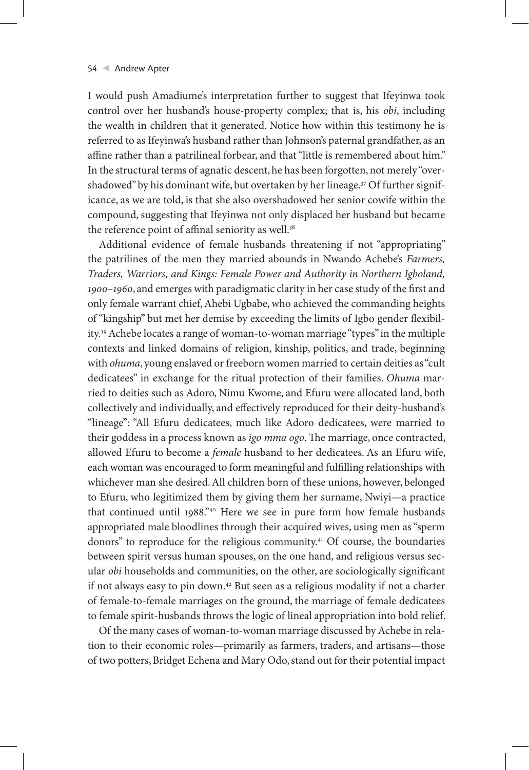I would push Amadiume's interpretation further to suggest that Ifeyinwa took control over her husband's house-property complex; that is, his *obi*, including the wealth in children that it generated. Notice how within this testimony he is referred to as Ifeyinwa's husband rather than Johnson's paternal grandfather, as an affine rather than a patrilineal forbear, and that "little is remembered about him." In the structural terms of agnatic descent, he has been forgotten, not merely "overshadowed" by his dominant wife, but overtaken by her lineage.[37] Of further significance, as we are told, is that she also overshadowed her senior cowife within the compound, suggesting that Ifeyinwa not only displaced her husband but became the reference point of affinal seniority as well.[38]

Additional evidence of female husbands threatening if not "appropriating" the patrilines of the men they married abounds in Nwando Achebe's *Farmers, Traders, Warriors, and Kings: Female Power and Authority in Northern Igboland, 1900–1960*, and emerges with paradigmatic clarity in her case study of the first and only female warrant chief, Ahebi Ugbabe, who achieved the commanding heights of "kingship" but met her demise by exceeding the limits of Igbo gender flexibility.[39] Achebe locates a range of woman-to-woman marriage "types" in the multiple contexts and linked domains of religion, kinship, politics, and trade, beginning with *ohuma*, young enslaved or freeborn women married to certain deities as "cult dedicatees" in exchange for the ritual protection of their families. *Ohuma* married to deities such as Adoro, Nimu Kwome, and Efuru were allocated land, both collectively and individually, and effectively reproduced for their deity-husband's "lineage": "All Efuru dedicatees, much like Adoro dedicatees, were married to their goddess in a process known as *igo mma ogo*. The marriage, once contracted, allowed Efuru to become a *female* husband to her dedicatees. As an Efuru wife, each woman was encouraged to form meaningful and fulfilling relationships with whichever man she desired. All children born of these unions, however, belonged to Efuru, who legitimized them by giving them her surname, Nwiyi—a practice that continued until 1988."[40] Here we see in pure form how female husbands appropriated male bloodlines through their acquired wives, using men as "sperm donors" to reproduce for the religious community.[41] Of course, the boundaries between spirit versus human spouses, on the one hand, and religious versus secular *obi* households and communities, on the other, are sociologically significant if not always easy to pin down.[42] But seen as a religious modality if not a charter of female-to-female marriages on the ground, the marriage of female dedicatees to female spirit-husbands throws the logic of lineal appropriation into bold relief.

Of the many cases of woman-to-woman marriage discussed by Achebe in relation to their economic roles—primarily as farmers, traders, and artisans—those of two potters, Bridget Echena and Mary Odo, stand out for their potential impact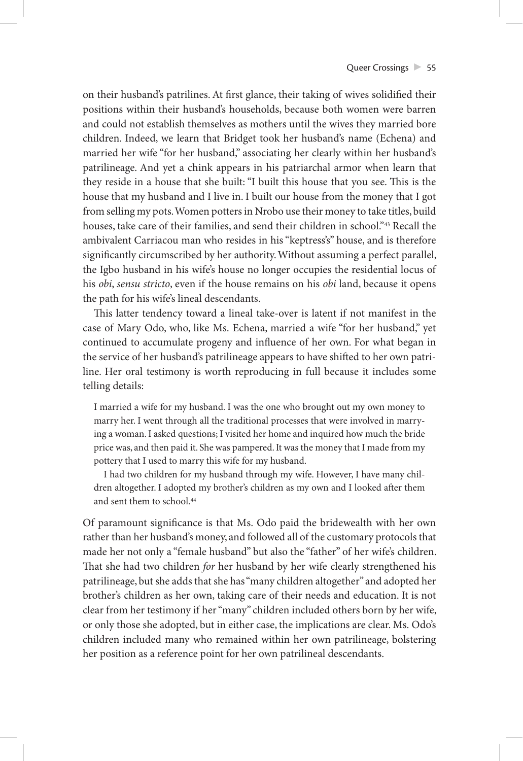on their husband's patrilines. At first glance, their taking of wives solidified their positions within their husband's households, because both women were barren and could not establish themselves as mothers until the wives they married bore children. Indeed, we learn that Bridget took her husband's name (Echena) and married her wife "for her husband," associating her clearly within her husband's patrilineage. And yet a chink appears in his patriarchal armor when learn that they reside in a house that she built: "I built this house that you see. This is the house that my husband and I live in. I built our house from the money that I got from selling my pots. Women potters in Nrobo use their money to take titles, build houses, take care of their families, and send their children in school."[43] Recall the ambivalent Carriacou man who resides in his "keptress's" house, and is therefore significantly circumscribed by her authority. Without assuming a perfect parallel, the Igbo husband in his wife's house no longer occupies the residential locus of his *obi*, *sensu stricto*, even if the house remains on his *obi* land, because it opens the path for his wife's lineal descendants.

This latter tendency toward a lineal take-over is latent if not manifest in the case of Mary Odo, who, like Ms. Echena, married a wife "for her husband," yet continued to accumulate progeny and influence of her own. For what began in the service of her husband's patrilineage appears to have shifted to her own patriline. Her oral testimony is worth reproducing in full because it includes some telling details:

> I married a wife for my husband. I was the one who brought out my own money to marry her. I went through all the traditional processes that were involved in marrying a woman. I asked questions; I visited her home and inquired how much the bride price was, and then paid it. She was pampered. It was the money that I made from my pottery that I used to marry this wife for my husband.
>
> I had two children for my husband through my wife. However, I have many children altogether. I adopted my brother's children as my own and I looked after them and sent them to school.[44]

Of paramount significance is that Ms. Odo paid the bridewealth with her own rather than her husband's money, and followed all of the customary protocols that made her not only a "female husband" but also the "father" of her wife's children. That she had two children *for* her husband by her wife clearly strengthened his patrilineage, but she adds that she has "many children altogether" and adopted her brother's children as her own, taking care of their needs and education. It is not clear from her testimony if her "many" children included others born by her wife, or only those she adopted, but in either case, the implications are clear. Ms. Odo's children included many who remained within her own patrilineage, bolstering her position as a reference point for her own patrilineal descendants.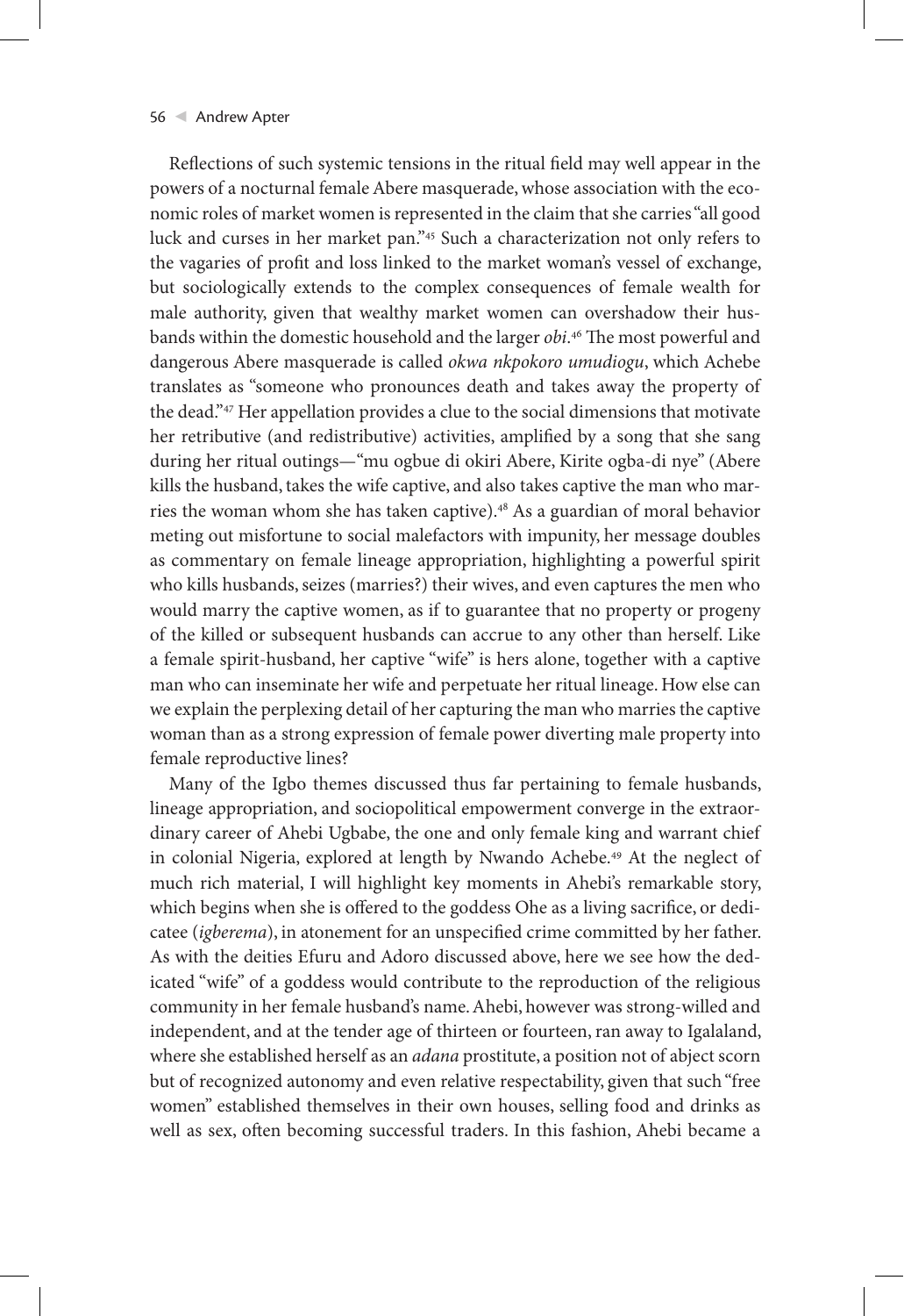Reflections of such systemic tensions in the ritual field may well appear in the powers of a nocturnal female Abere masquerade, whose association with the economic roles of market women is represented in the claim that she carries "all good luck and curses in her market pan."[45] Such a characterization not only refers to the vagaries of profit and loss linked to the market woman's vessel of exchange, but sociologically extends to the complex consequences of female wealth for male authority, given that wealthy market women can overshadow their husbands within the domestic household and the larger *obi*.[46] The most powerful and dangerous Abere masquerade is called *okwa nkpokoro umudiogu*, which Achebe translates as "someone who pronounces death and takes away the property of the dead."[47] Her appellation provides a clue to the social dimensions that motivate her retributive (and redistributive) activities, amplified by a song that she sang during her ritual outings—"mu ogbue di okiri Abere, Kirite ogba-di nye" (Abere kills the husband, takes the wife captive, and also takes captive the man who marries the woman whom she has taken captive).[48] As a guardian of moral behavior meting out misfortune to social malefactors with impunity, her message doubles as commentary on female lineage appropriation, highlighting a powerful spirit who kills husbands, seizes (marries?) their wives, and even captures the men who would marry the captive women, as if to guarantee that no property or progeny of the killed or subsequent husbands can accrue to any other than herself. Like a female spirit-husband, her captive "wife" is hers alone, together with a captive man who can inseminate her wife and perpetuate her ritual lineage. How else can we explain the perplexing detail of her capturing the man who marries the captive woman than as a strong expression of female power diverting male property into female reproductive lines?

Many of the Igbo themes discussed thus far pertaining to female husbands, lineage appropriation, and sociopolitical empowerment converge in the extraordinary career of Ahebi Ugbabe, the one and only female king and warrant chief in colonial Nigeria, explored at length by Nwando Achebe.[49] At the neglect of much rich material, I will highlight key moments in Ahebi's remarkable story, which begins when she is offered to the goddess Ohe as a living sacrifice, or dedicatee (*igberema*), in atonement for an unspecified crime committed by her father. As with the deities Efuru and Adoro discussed above, here we see how the dedicated "wife" of a goddess would contribute to the reproduction of the religious community in her female husband's name. Ahebi, however was strong-willed and independent, and at the tender age of thirteen or fourteen, ran away to Igalaland, where she established herself as an *adana* prostitute, a position not of abject scorn but of recognized autonomy and even relative respectability, given that such "free women" established themselves in their own houses, selling food and drinks as well as sex, often becoming successful traders. In this fashion, Ahebi became a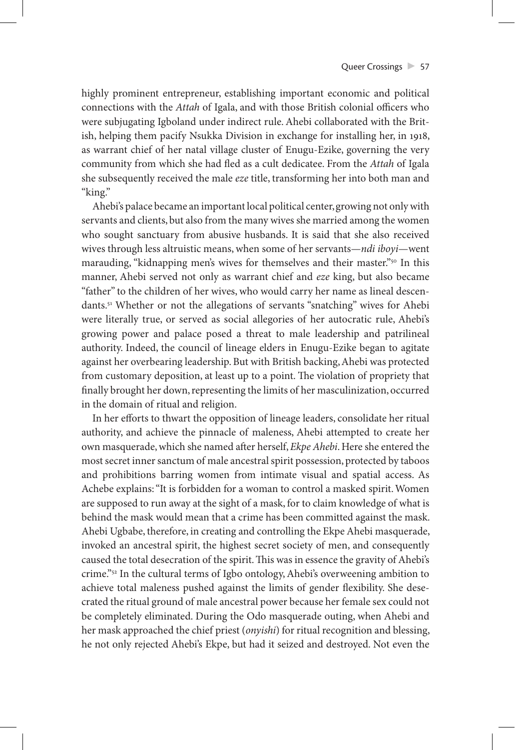highly prominent entrepreneur, establishing important economic and political connections with the *Attah* of Igala, and with those British colonial officers who were subjugating Igboland under indirect rule. Ahebi collaborated with the British, helping them pacify Nsukka Division in exchange for installing her, in 1918, as warrant chief of her natal village cluster of Enugu-Ezike, governing the very community from which she had fled as a cult dedicatee. From the *Attah* of Igala she subsequently received the male *eze* title, transforming her into both man and "king."

Ahebi's palace became an important local political center, growing not only with servants and clients, but also from the many wives she married among the women who sought sanctuary from abusive husbands. It is said that she also received wives through less altruistic means, when some of her servants—*ndi iboyi*—went marauding, "kidnapping men's wives for themselves and their master."[50] In this manner, Ahebi served not only as warrant chief and *eze* king, but also became "father" to the children of her wives, who would carry her name as lineal descendants.[51] Whether or not the allegations of servants "snatching" wives for Ahebi were literally true, or served as social allegories of her autocratic rule, Ahebi's growing power and palace posed a threat to male leadership and patrilineal authority. Indeed, the council of lineage elders in Enugu-Ezike began to agitate against her overbearing leadership. But with British backing, Ahebi was protected from customary deposition, at least up to a point. The violation of propriety that finally brought her down, representing the limits of her masculinization, occurred in the domain of ritual and religion.

In her efforts to thwart the opposition of lineage leaders, consolidate her ritual authority, and achieve the pinnacle of maleness, Ahebi attempted to create her own masquerade, which she named after herself, *Ekpe Ahebi*. Here she entered the most secret inner sanctum of male ancestral spirit possession, protected by taboos and prohibitions barring women from intimate visual and spatial access. As Achebe explains: "It is forbidden for a woman to control a masked spirit. Women are supposed to run away at the sight of a mask, for to claim knowledge of what is behind the mask would mean that a crime has been committed against the mask. Ahebi Ugbabe, therefore, in creating and controlling the Ekpe Ahebi masquerade, invoked an ancestral spirit, the highest secret society of men, and consequently caused the total desecration of the spirit. This was in essence the gravity of Ahebi's crime."[52] In the cultural terms of Igbo ontology, Ahebi's overweening ambition to achieve total maleness pushed against the limits of gender flexibility. She desecrated the ritual ground of male ancestral power because her female sex could not be completely eliminated. During the Odo masquerade outing, when Ahebi and her mask approached the chief priest (*onyishi*) for ritual recognition and blessing, he not only rejected Ahebi's Ekpe, but had it seized and destroyed. Not even the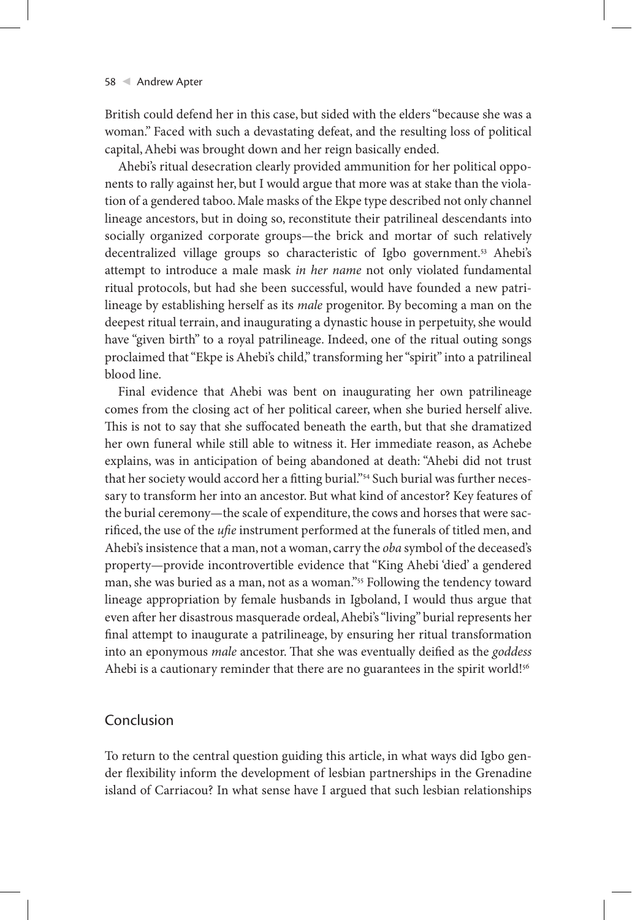British could defend her in this case, but sided with the elders "because she was a woman." Faced with such a devastating defeat, and the resulting loss of political capital, Ahebi was brought down and her reign basically ended.

Ahebi's ritual desecration clearly provided ammunition for her political opponents to rally against her, but I would argue that more was at stake than the violation of a gendered taboo. Male masks of the Ekpe type described not only channel lineage ancestors, but in doing so, reconstitute their patrilineal descendants into socially organized corporate groups—the brick and mortar of such relatively decentralized village groups so characteristic of Igbo government.[53] Ahebi's attempt to introduce a male mask *in her name* not only violated fundamental ritual protocols, but had she been successful, would have founded a new patrilineage by establishing herself as its *male* progenitor. By becoming a man on the deepest ritual terrain, and inaugurating a dynastic house in perpetuity, she would have "given birth" to a royal patrilineage. Indeed, one of the ritual outing songs proclaimed that "Ekpe is Ahebi's child," transforming her "spirit" into a patrilineal blood line.

Final evidence that Ahebi was bent on inaugurating her own patrilineage comes from the closing act of her political career, when she buried herself alive. This is not to say that she suffocated beneath the earth, but that she dramatized her own funeral while still able to witness it. Her immediate reason, as Achebe explains, was in anticipation of being abandoned at death: "Ahebi did not trust that her society would accord her a fitting burial."[54] Such burial was further necessary to transform her into an ancestor. But what kind of ancestor? Key features of the burial ceremony—the scale of expenditure, the cows and horses that were sacrificed, the use of the *ufie* instrument performed at the funerals of titled men, and Ahebi's insistence that a man, not a woman, carry the *oba* symbol of the deceased's property—provide incontrovertible evidence that "King Ahebi 'died' a gendered man, she was buried as a man, not as a woman."[55] Following the tendency toward lineage appropriation by female husbands in Igboland, I would thus argue that even after her disastrous masquerade ordeal, Ahebi's "living" burial represents her final attempt to inaugurate a patrilineage, by ensuring her ritual transformation into an eponymous *male* ancestor. That she was eventually deified as the *goddess* Ahebi is a cautionary reminder that there are no guarantees in the spirit world![56]

## Conclusion

To return to the central question guiding this article, in what ways did Igbo gender flexibility inform the development of lesbian partnerships in the Grenadine island of Carriacou? In what sense have I argued that such lesbian relationships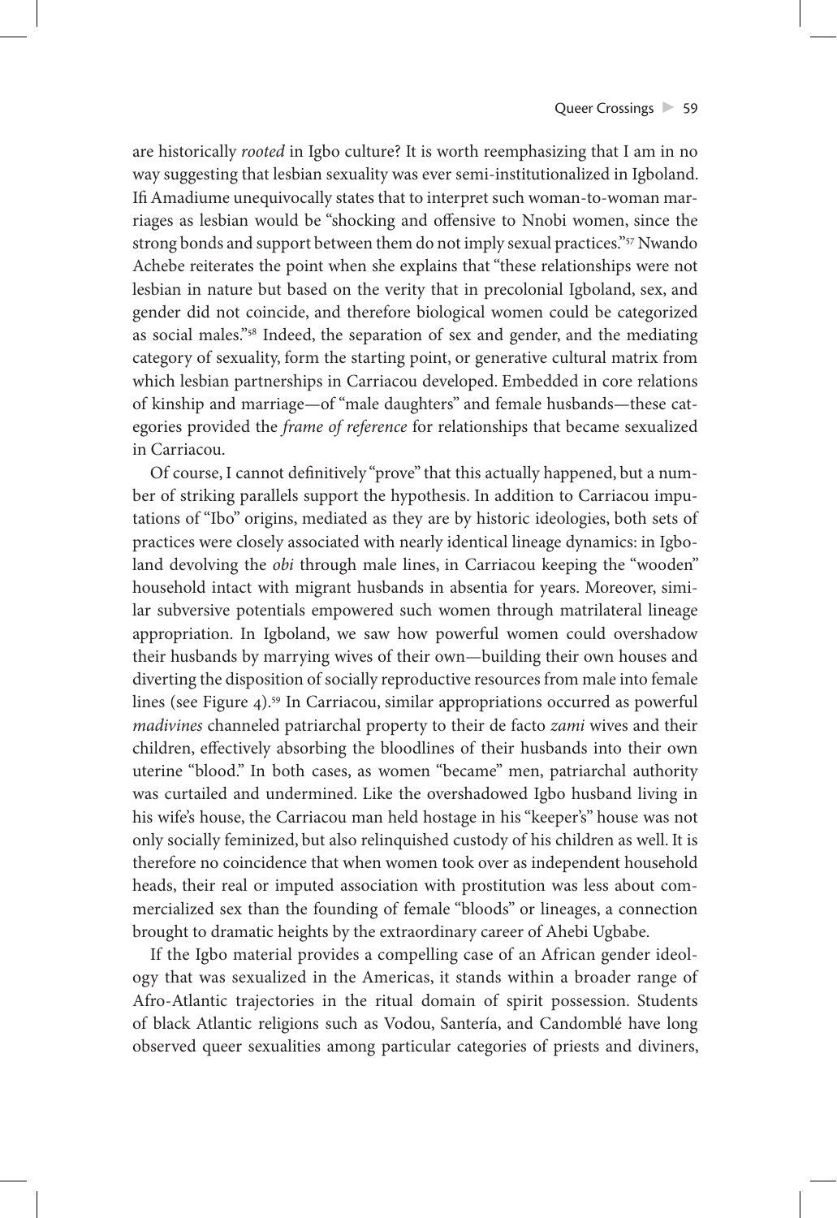are historically *rooted* in Igbo culture? It is worth reemphasizing that I am in no way suggesting that lesbian sexuality was ever semi-institutionalized in Igboland. Ifi Amadiume unequivocally states that to interpret such woman-to-woman marriages as lesbian would be "shocking and offensive to Nnobi women, since the strong bonds and support between them do not imply sexual practices."[57] Nwando Achebe reiterates the point when she explains that "these relationships were not lesbian in nature but based on the verity that in precolonial Igboland, sex, and gender did not coincide, and therefore biological women could be categorized as social males."[58] Indeed, the separation of sex and gender, and the mediating category of sexuality, form the starting point, or generative cultural matrix from which lesbian partnerships in Carriacou developed. Embedded in core relations of kinship and marriage—of "male daughters" and female husbands—these categories provided the *frame of reference* for relationships that became sexualized in Carriacou.

Of course, I cannot definitively "prove" that this actually happened, but a number of striking parallels support the hypothesis. In addition to Carriacou imputations of "Ibo" origins, mediated as they are by historic ideologies, both sets of practices were closely associated with nearly identical lineage dynamics: in Igboland devolving the *obi* through male lines, in Carriacou keeping the "wooden" household intact with migrant husbands in absentia for years. Moreover, similar subversive potentials empowered such women through matrilateral lineage appropriation. In Igboland, we saw how powerful women could overshadow their husbands by marrying wives of their own—building their own houses and diverting the disposition of socially reproductive resources from male into female lines (see Figure 4).[59] In Carriacou, similar appropriations occurred as powerful *madivines* channeled patriarchal property to their de facto *zami* wives and their children, effectively absorbing the bloodlines of their husbands into their own uterine "blood." In both cases, as women "became" men, patriarchal authority was curtailed and undermined. Like the overshadowed Igbo husband living in his wife's house, the Carriacou man held hostage in his "keeper's" house was not only socially feminized, but also relinquished custody of his children as well. It is therefore no coincidence that when women took over as independent household heads, their real or imputed association with prostitution was less about commercialized sex than the founding of female "bloods" or lineages, a connection brought to dramatic heights by the extraordinary career of Ahebi Ugbabe.

If the Igbo material provides a compelling case of an African gender ideology that was sexualized in the Americas, it stands within a broader range of Afro-Atlantic trajectories in the ritual domain of spirit possession. Students of black Atlantic religions such as Vodou, Santería, and Candomblé have long observed queer sexualities among particular categories of priests and diviners,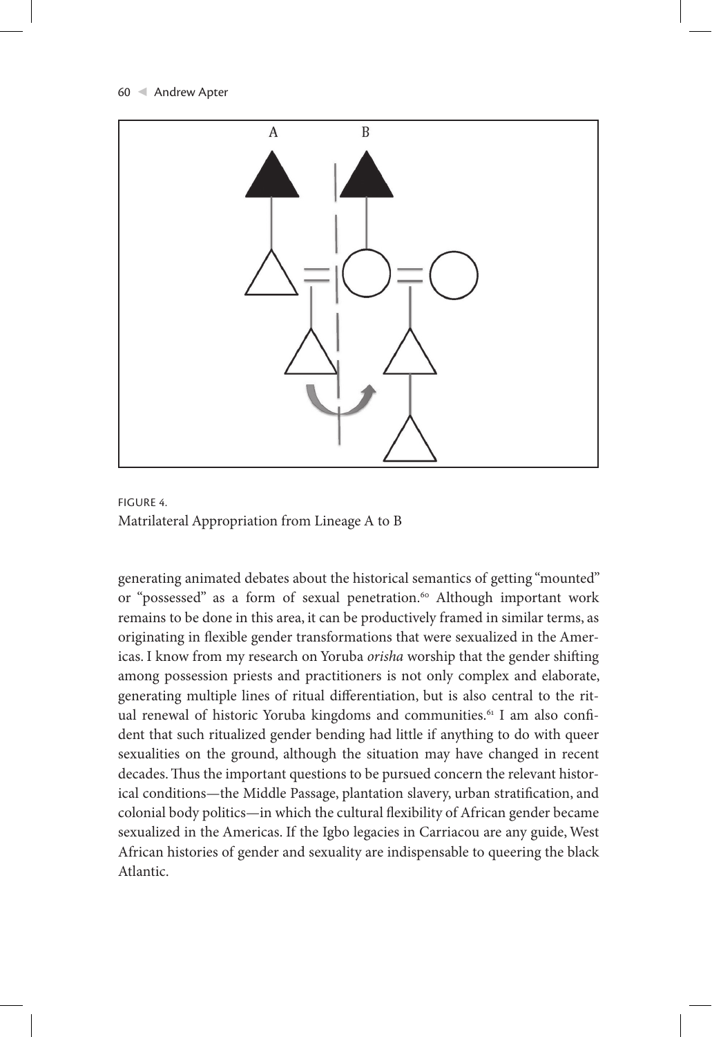FIGURE 4.
Matrilateral Appropriation from Lineage A to B

generating animated debates about the historical semantics of getting "mounted" or "possessed" as a form of sexual penetration.[60] Although important work remains to be done in this area, it can be productively framed in similar terms, as originating in flexible gender transformations that were sexualized in the Americas. I know from my research on Yoruba *orisha* worship that the gender shifting among possession priests and practitioners is not only complex and elaborate, generating multiple lines of ritual differentiation, but is also central to the ritual renewal of historic Yoruba kingdoms and communities.[61] I am also confident that such ritualized gender bending had little if anything to do with queer sexualities on the ground, although the situation may have changed in recent decades. Thus the important questions to be pursued concern the relevant historical conditions—the Middle Passage, plantation slavery, urban stratification, and colonial body politics—in which the cultural flexibility of African gender became sexualized in the Americas. If the Igbo legacies in Carriacou are any guide, West African histories of gender and sexuality are indispensable to queering the black Atlantic.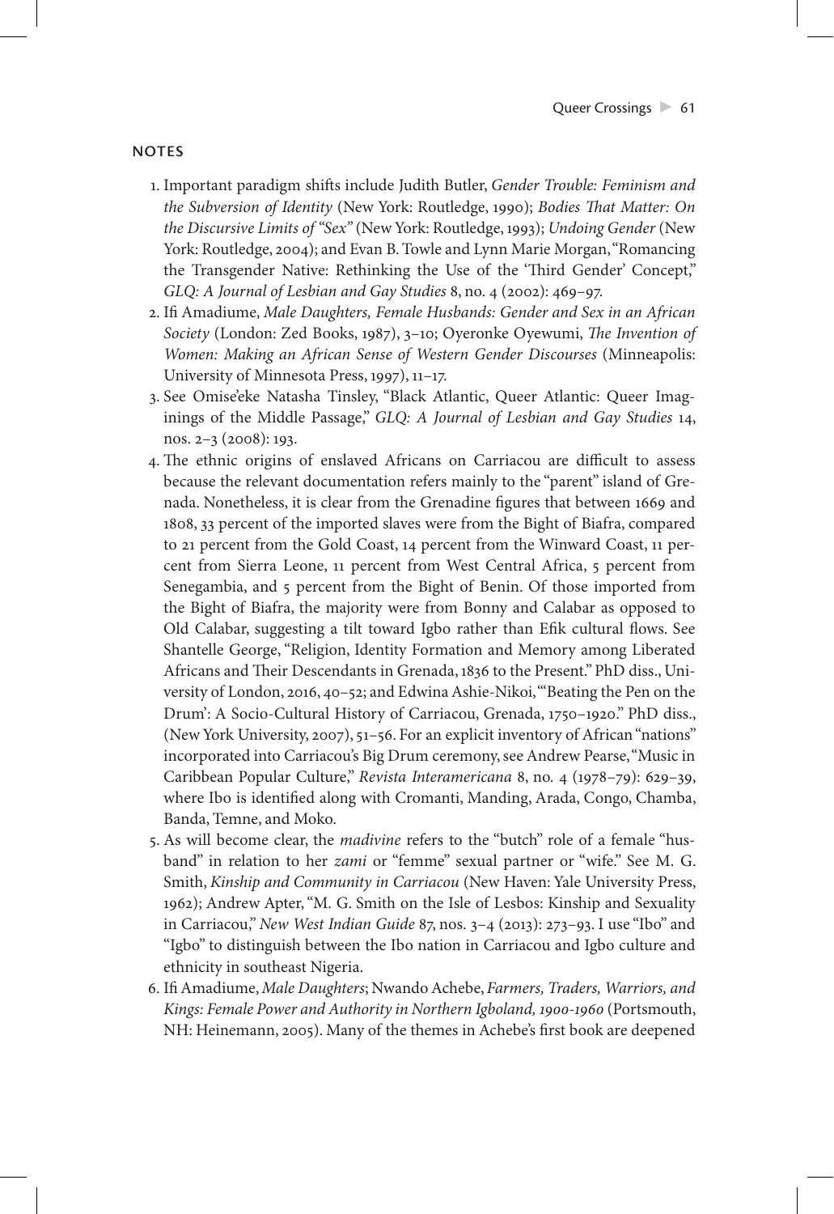## NOTES

1. Important paradigm shifts include Judith Butler, *Gender Trouble: Feminism and the Subversion of Identity* (New York: Routledge, 1990); *Bodies That Matter: On the Discursive Limits of "Sex"* (New York: Routledge, 1993); *Undoing Gender* (New York: Routledge, 2004); and Evan B. Towle and Lynn Marie Morgan, "Romancing the Transgender Native: Rethinking the Use of the 'Third Gender' Concept," *GLQ: A Journal of Lesbian and Gay Studies* 8, no. 4 (2002): 469–97.
2. Ifi Amadiume, *Male Daughters, Female Husbands: Gender and Sex in an African Society* (London: Zed Books, 1987), 3–10; Oyeronke Oyewumi, *The Invention of Women: Making an African Sense of Western Gender Discourses* (Minneapolis: University of Minnesota Press, 1997), 11–17.
3. See Omise'eke Natasha Tinsley, "Black Atlantic, Queer Atlantic: Queer Imaginings of the Middle Passage," *GLQ: A Journal of Lesbian and Gay Studies* 14, nos. 2–3 (2008): 193.
4. The ethnic origins of enslaved Africans on Carriacou are difficult to assess because the relevant documentation refers mainly to the "parent" island of Grenada. Nonetheless, it is clear from the Grenadine figures that between 1669 and 1808, 33 percent of the imported slaves were from the Bight of Biafra, compared to 21 percent from the Gold Coast, 14 percent from the Winward Coast, 11 percent from Sierra Leone, 11 percent from West Central Africa, 5 percent from Senegambia, and 5 percent from the Bight of Benin. Of those imported from the Bight of Biafra, the majority were from Bonny and Calabar as opposed to Old Calabar, suggesting a tilt toward Igbo rather than Efik cultural flows. See Shantelle George, "Religion, Identity Formation and Memory among Liberated Africans and Their Descendants in Grenada, 1836 to the Present." PhD diss., University of London, 2016, 40–52; and Edwina Ashie-Nikoi, "'Beating the Pen on the Drum': A Socio-Cultural History of Carriacou, Grenada, 1750–1920." PhD diss., (New York University, 2007), 51–56. For an explicit inventory of African "nations" incorporated into Carriacou's Big Drum ceremony, see Andrew Pearse, "Music in Caribbean Popular Culture," *Revista Interamericana* 8, no. 4 (1978–79): 629–39, where Ibo is identified along with Cromanti, Manding, Arada, Congo, Chamba, Banda, Temne, and Moko.
5. As will become clear, the *madivine* refers to the "butch" role of a female "husband" in relation to her *zami* or "femme" sexual partner or "wife." See M. G. Smith, *Kinship and Community in Carriacou* (New Haven: Yale University Press, 1962); Andrew Apter, "M. G. Smith on the Isle of Lesbos: Kinship and Sexuality in Carriacou," *New West Indian Guide* 87, nos. 3–4 (2013): 273–93. I use "Ibo" and "Igbo" to distinguish between the Ibo nation in Carriacou and Igbo culture and ethnicity in southeast Nigeria.
6. Ifi Amadiume, *Male Daughters*; Nwando Achebe, *Farmers, Traders, Warriors, and Kings: Female Power and Authority in Northern Igboland, 1900-1960* (Portsmouth, NH: Heinemann, 2005). Many of the themes in Achebe's first book are deepened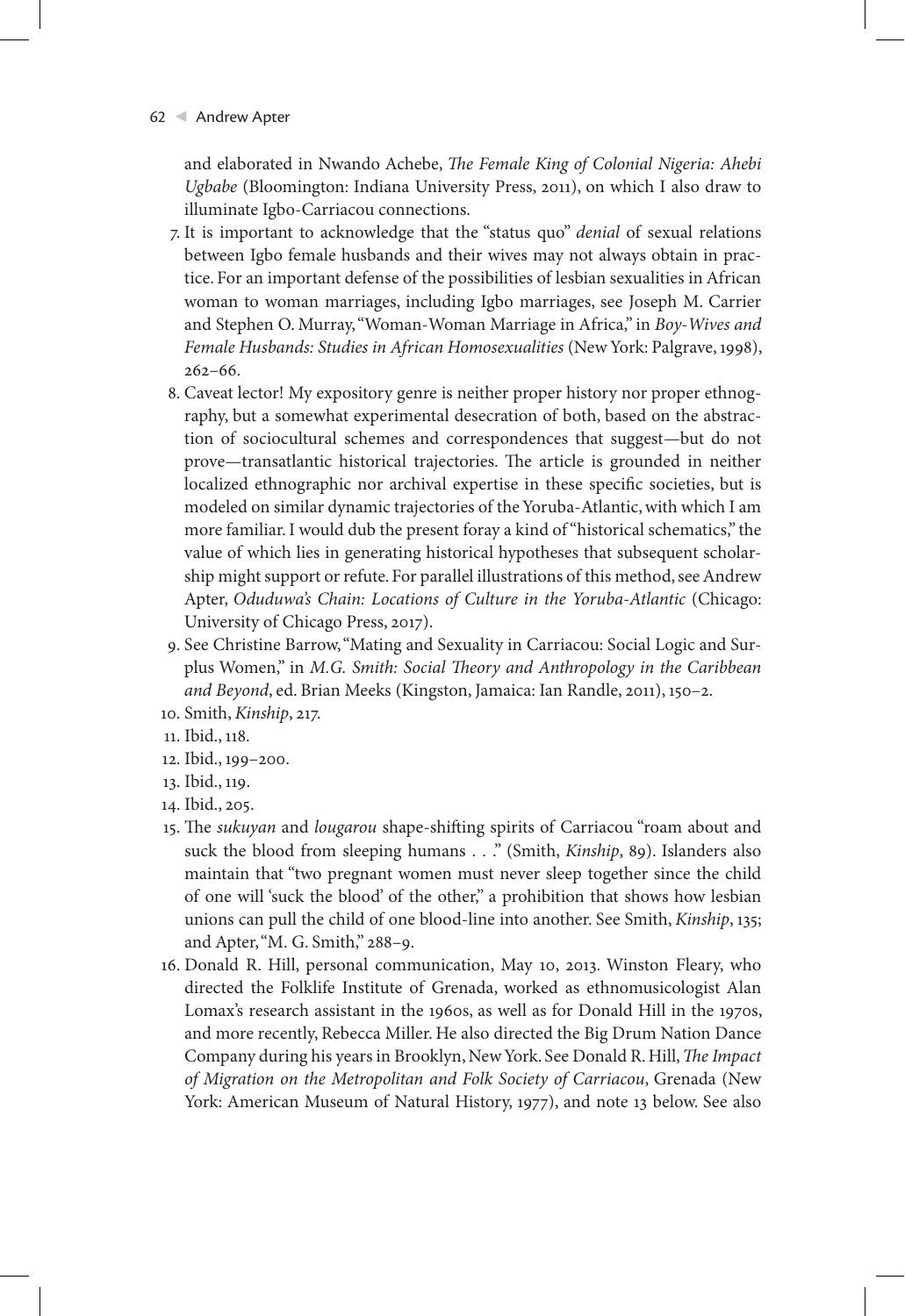and elaborated in Nwando Achebe, *The Female King of Colonial Nigeria: Ahebi Ugbabe* (Bloomington: Indiana University Press, 2011), on which I also draw to illuminate Igbo-Carriacou connections.

7. It is important to acknowledge that the "status quo" *denial* of sexual relations between Igbo female husbands and their wives may not always obtain in practice. For an important defense of the possibilities of lesbian sexualities in African woman to woman marriages, including Igbo marriages, see Joseph M. Carrier and Stephen O. Murray, "Woman-Woman Marriage in Africa," in *Boy-Wives and Female Husbands: Studies in African Homosexualities* (New York: Palgrave, 1998), 262–66.
8. Caveat lector! My expository genre is neither proper history nor proper ethnography, but a somewhat experimental desecration of both, based on the abstraction of sociocultural schemes and correspondences that suggest—but do not prove—transatlantic historical trajectories. The article is grounded in neither localized ethnographic nor archival expertise in these specific societies, but is modeled on similar dynamic trajectories of the Yoruba-Atlantic, with which I am more familiar. I would dub the present foray a kind of "historical schematics," the value of which lies in generating historical hypotheses that subsequent scholarship might support or refute. For parallel illustrations of this method, see Andrew Apter, *Oduduwa's Chain: Locations of Culture in the Yoruba-Atlantic* (Chicago: University of Chicago Press, 2017).
9. See Christine Barrow, "Mating and Sexuality in Carriacou: Social Logic and Surplus Women," in *M.G. Smith: Social Theory and Anthropology in the Caribbean and Beyond*, ed. Brian Meeks (Kingston, Jamaica: Ian Randle, 2011), 150–2.
10. Smith, *Kinship*, 217.
11. Ibid., 118.
12. Ibid., 199–200.
13. Ibid., 119.
14. Ibid., 205.
15. The *sukuyan* and *lougarou* shape-shifting spirits of Carriacou "roam about and suck the blood from sleeping humans . . ." (Smith, *Kinship*, 89). Islanders also maintain that "two pregnant women must never sleep together since the child of one will 'suck the blood' of the other," a prohibition that shows how lesbian unions can pull the child of one blood-line into another. See Smith, *Kinship*, 135; and Apter, "M. G. Smith," 288–9.
16. Donald R. Hill, personal communication, May 10, 2013. Winston Fleary, who directed the Folklife Institute of Grenada, worked as ethnomusicologist Alan Lomax's research assistant in the 1960s, as well as for Donald Hill in the 1970s, and more recently, Rebecca Miller. He also directed the Big Drum Nation Dance Company during his years in Brooklyn, New York. See Donald R. Hill, *The Impact of Migration on the Metropolitan and Folk Society of Carriacou*, Grenada (New York: American Museum of Natural History, 1977), and note 13 below. See also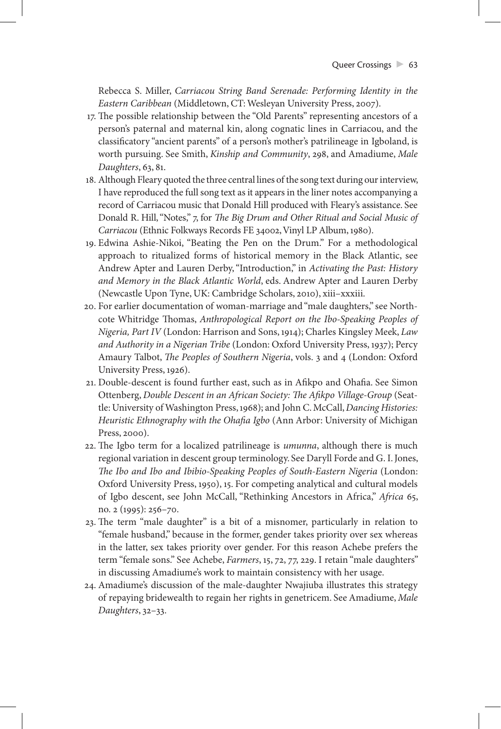Rebecca S. Miller, *Carriacou String Band Serenade: Performing Identity in the Eastern Caribbean* (Middletown, CT: Wesleyan University Press, 2007).

17. The possible relationship between the "Old Parents" representing ancestors of a person's paternal and maternal kin, along cognatic lines in Carriacou, and the classificatory "ancient parents" of a person's mother's patrilineage in Igboland, is worth pursuing. See Smith, *Kinship and Community*, 298, and Amadiume, *Male Daughters*, 63, 81.
18. Although Fleary quoted the three central lines of the song text during our interview, I have reproduced the full song text as it appears in the liner notes accompanying a record of Carriacou music that Donald Hill produced with Fleary's assistance. See Donald R. Hill, "Notes," 7, for *The Big Drum and Other Ritual and Social Music of Carriacou* (Ethnic Folkways Records FE 34002, Vinyl LP Album, 1980).
19. Edwina Ashie-Nikoi, "Beating the Pen on the Drum." For a methodological approach to ritualized forms of historical memory in the Black Atlantic, see Andrew Apter and Lauren Derby, "Introduction," in *Activating the Past: History and Memory in the Black Atlantic World*, eds. Andrew Apter and Lauren Derby (Newcastle Upon Tyne, UK: Cambridge Scholars, 2010), xiii–xxxiii.
20. For earlier documentation of woman-marriage and "male daughters," see Northcote Whitridge Thomas, *Anthropological Report on the Ibo-Speaking Peoples of Nigeria, Part IV* (London: Harrison and Sons, 1914); Charles Kingsley Meek, *Law and Authority in a Nigerian Tribe* (London: Oxford University Press, 1937); Percy Amaury Talbot, *The Peoples of Southern Nigeria*, vols. 3 and 4 (London: Oxford University Press, 1926).
21. Double-descent is found further east, such as in Afikpo and Ohafia. See Simon Ottenberg, *Double Descent in an African Society: The Afikpo Village-Group* (Seattle: University of Washington Press, 1968); and John C. McCall, *Dancing Histories: Heuristic Ethnography with the Ohafia Igbo* (Ann Arbor: University of Michigan Press, 2000).
22. The Igbo term for a localized patrilineage is *umunna*, although there is much regional variation in descent group terminology. See Daryll Forde and G. I. Jones, *The Ibo and Ibo and Ibibio-Speaking Peoples of South-Eastern Nigeria* (London: Oxford University Press, 1950), 15. For competing analytical and cultural models of Igbo descent, see John McCall, "Rethinking Ancestors in Africa," *Africa* 65, no. 2 (1995): 256–70.
23. The term "male daughter" is a bit of a misnomer, particularly in relation to "female husband," because in the former, gender takes priority over sex whereas in the latter, sex takes priority over gender. For this reason Achebe prefers the term "female sons." See Achebe, *Farmers*, 15, 72, 77, 229. I retain "male daughters" in discussing Amadiume's work to maintain consistency with her usage.
24. Amadiume's discussion of the male-daughter Nwajiuba illustrates this strategy of repaying bridewealth to regain her rights in genetricem. See Amadiume, *Male Daughters*, 32–33.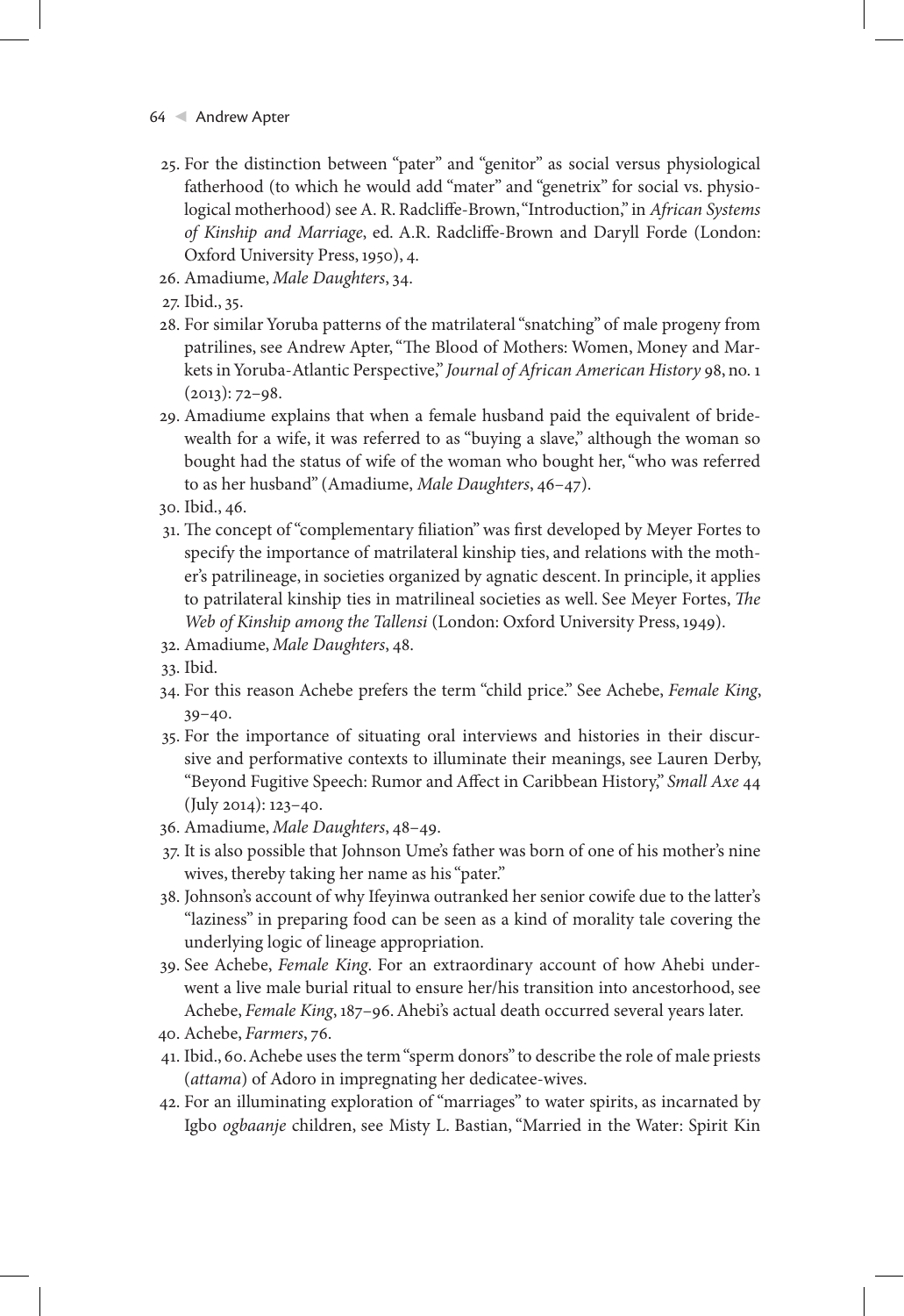25. For the distinction between "pater" and "genitor" as social versus physiological fatherhood (to which he would add "mater" and "genetrix" for social vs. physiological motherhood) see A. R. Radcliffe-Brown, "Introduction," in *African Systems of Kinship and Marriage*, ed. A.R. Radcliffe-Brown and Daryll Forde (London: Oxford University Press, 1950), 4.
26. Amadiume, *Male Daughters*, 34.
27. Ibid., 35.
28. For similar Yoruba patterns of the matrilateral "snatching" of male progeny from patrilines, see Andrew Apter, "The Blood of Mothers: Women, Money and Markets in Yoruba-Atlantic Perspective," *Journal of African American History* 98, no. 1 (2013): 72–98.
29. Amadiume explains that when a female husband paid the equivalent of bridewealth for a wife, it was referred to as "buying a slave," although the woman so bought had the status of wife of the woman who bought her, "who was referred to as her husband" (Amadiume, *Male Daughters*, 46–47).
30. Ibid., 46.
31. The concept of "complementary filiation" was first developed by Meyer Fortes to specify the importance of matrilateral kinship ties, and relations with the mother's patrilineage, in societies organized by agnatic descent. In principle, it applies to patrilateral kinship ties in matrilineal societies as well. See Meyer Fortes, *The Web of Kinship among the Tallensi* (London: Oxford University Press, 1949).
32. Amadiume, *Male Daughters*, 48.
33. Ibid.
34. For this reason Achebe prefers the term "child price." See Achebe, *Female King*, 39–40.
35. For the importance of situating oral interviews and histories in their discursive and performative contexts to illuminate their meanings, see Lauren Derby, "Beyond Fugitive Speech: Rumor and Affect in Caribbean History," *Small Axe* 44 (July 2014): 123–40.
36. Amadiume, *Male Daughters*, 48–49.
37. It is also possible that Johnson Ume's father was born of one of his mother's nine wives, thereby taking her name as his "pater."
38. Johnson's account of why Ifeyinwa outranked her senior cowife due to the latter's "laziness" in preparing food can be seen as a kind of morality tale covering the underlying logic of lineage appropriation.
39. See Achebe, *Female King*. For an extraordinary account of how Ahebi underwent a live male burial ritual to ensure her/his transition into ancestorhood, see Achebe, *Female King*, 187–96. Ahebi's actual death occurred several years later.
40. Achebe, *Farmers*, 76.
41. Ibid., 60. Achebe uses the term "sperm donors" to describe the role of male priests (*attama*) of Adoro in impregnating her dedicatee-wives.
42. For an illuminating exploration of "marriages" to water spirits, as incarnated by Igbo *ogbaanje* children, see Misty L. Bastian, "Married in the Water: Spirit Kin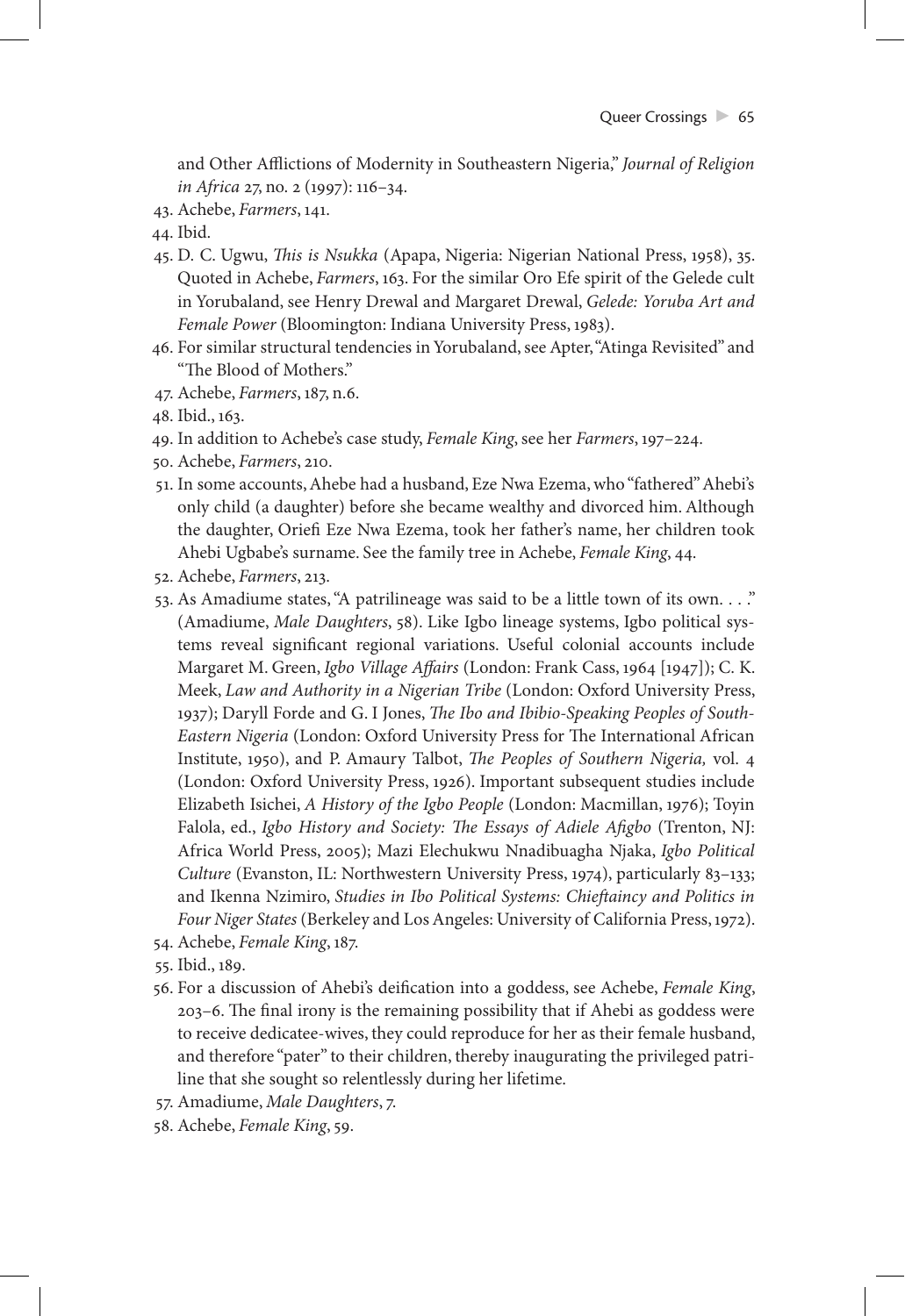and Other Afflictions of Modernity in Southeastern Nigeria," *Journal of Religion in Africa* 27, no. 2 (1997): 116–34.

43. Achebe, *Farmers*, 141.
44. Ibid.
45. D. C. Ugwu, *This is Nsukka* (Apapa, Nigeria: Nigerian National Press, 1958), 35. Quoted in Achebe, *Farmers*, 163. For the similar Oro Efe spirit of the Gelede cult in Yorubaland, see Henry Drewal and Margaret Drewal, *Gelede: Yoruba Art and Female Power* (Bloomington: Indiana University Press, 1983).
46. For similar structural tendencies in Yorubaland, see Apter, "Atinga Revisited" and "The Blood of Mothers."
47. Achebe, *Farmers*, 187, n.6.
48. Ibid., 163.
49. In addition to Achebe's case study, *Female King*, see her *Farmers*, 197–224.
50. Achebe, *Farmers*, 210.
51. In some accounts, Ahebe had a husband, Eze Nwa Ezema, who "fathered" Ahebi's only child (a daughter) before she became wealthy and divorced him. Although the daughter, Oriefi Eze Nwa Ezema, took her father's name, her children took Ahebi Ugbabe's surname. See the family tree in Achebe, *Female King*, 44.
52. Achebe, *Farmers*, 213.
53. As Amadiume states, "A patrilineage was said to be a little town of its own. . . ." (Amadiume, *Male Daughters*, 58). Like Igbo lineage systems, Igbo political systems reveal significant regional variations. Useful colonial accounts include Margaret M. Green, *Igbo Village Affairs* (London: Frank Cass, 1964 [1947]); C. K. Meek, *Law and Authority in a Nigerian Tribe* (London: Oxford University Press, 1937); Daryll Forde and G. I Jones, *The Ibo and Ibibio-Speaking Peoples of South-Eastern Nigeria* (London: Oxford University Press for The International African Institute, 1950), and P. Amaury Talbot, *The Peoples of Southern Nigeria,* vol. 4 (London: Oxford University Press, 1926). Important subsequent studies include Elizabeth Isichei, *A History of the Igbo People* (London: Macmillan, 1976); Toyin Falola, ed., *Igbo History and Society: The Essays of Adiele Afigbo* (Trenton, NJ: Africa World Press, 2005); Mazi Elechukwu Nnadibuagha Njaka, *Igbo Political Culture* (Evanston, IL: Northwestern University Press, 1974), particularly 83–133; and Ikenna Nzimiro, *Studies in Ibo Political Systems: Chieftaincy and Politics in Four Niger States* (Berkeley and Los Angeles: University of California Press, 1972).
54. Achebe, *Female King*, 187.
55. Ibid., 189.
56. For a discussion of Ahebi's deification into a goddess, see Achebe, *Female King*, 203–6. The final irony is the remaining possibility that if Ahebi as goddess were to receive dedicatee-wives, they could reproduce for her as their female husband, and therefore "pater" to their children, thereby inaugurating the privileged patriline that she sought so relentlessly during her lifetime.
57. Amadiume, *Male Daughters*, 7.
58. Achebe, *Female King*, 59.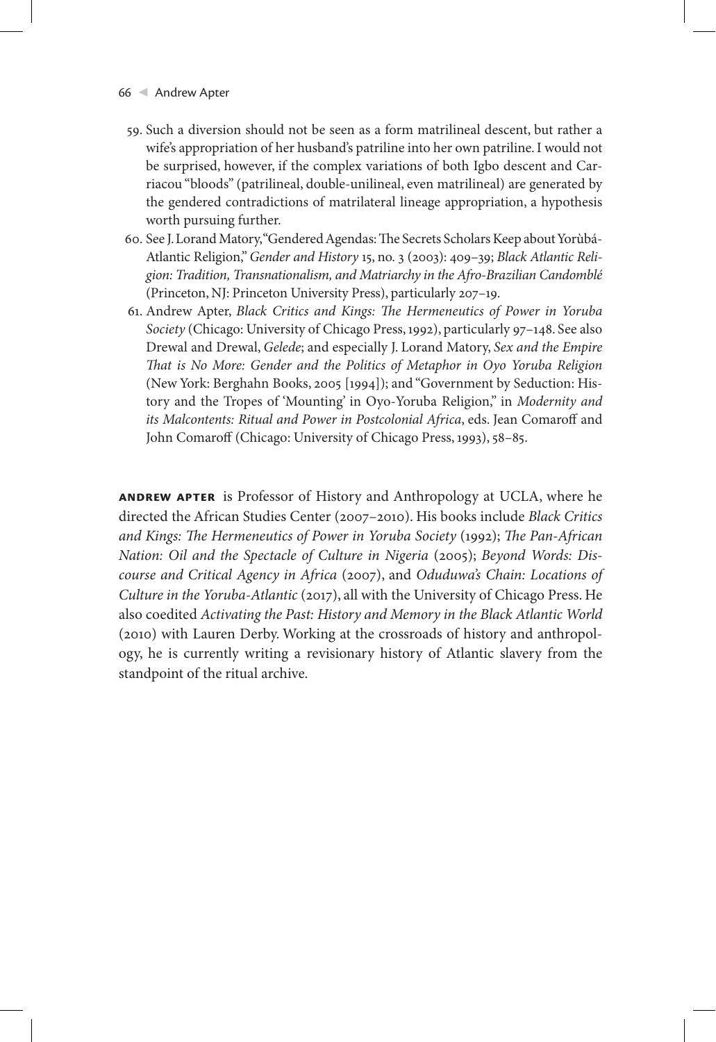59. Such a diversion should not be seen as a form matrilineal descent, but rather a wife's appropriation of her husband's patriline into her own patriline. I would not be surprised, however, if the complex variations of both Igbo descent and Carriacou "bloods" (patrilineal, double-unilineal, even matrilineal) are generated by the gendered contradictions of matrilateral lineage appropriation, a hypothesis worth pursuing further.

60. See J. Lorand Matory, "Gendered Agendas: The Secrets Scholars Keep about Yorùbá-Atlantic Religion," *Gender and History* 15, no. 3 (2003): 409–39; *Black Atlantic Religion: Tradition, Transnationalism, and Matriarchy in the Afro-Brazilian Candomblé* (Princeton, NJ: Princeton University Press), particularly 207–19.

61. Andrew Apter, *Black Critics and Kings: The Hermeneutics of Power in Yoruba Society* (Chicago: University of Chicago Press, 1992), particularly 97–148. See also Drewal and Drewal, *Gelede*; and especially J. Lorand Matory, *Sex and the Empire That is No More: Gender and the Politics of Metaphor in Oyo Yoruba Religion* (New York: Berghahn Books, 2005 [1994]); and "Government by Seduction: History and the Tropes of 'Mounting' in Oyo-Yoruba Religion," in *Modernity and its Malcontents: Ritual and Power in Postcolonial Africa*, eds. Jean Comaroff and John Comaroff (Chicago: University of Chicago Press, 1993), 58–85.

**ANDREW APTER** is Professor of History and Anthropology at UCLA, where he directed the African Studies Center (2007–2010). His books include *Black Critics and Kings: The Hermeneutics of Power in Yoruba Society* (1992); *The Pan-African Nation: Oil and the Spectacle of Culture in Nigeria* (2005); *Beyond Words: Discourse and Critical Agency in Africa* (2007), and *Oduduwa's Chain: Locations of Culture in the Yoruba-Atlantic* (2017), all with the University of Chicago Press. He also coedited *Activating the Past: History and Memory in the Black Atlantic World* (2010) with Lauren Derby. Working at the crossroads of history and anthropology, he is currently writing a revisionary history of Atlantic slavery from the standpoint of the ritual archive.